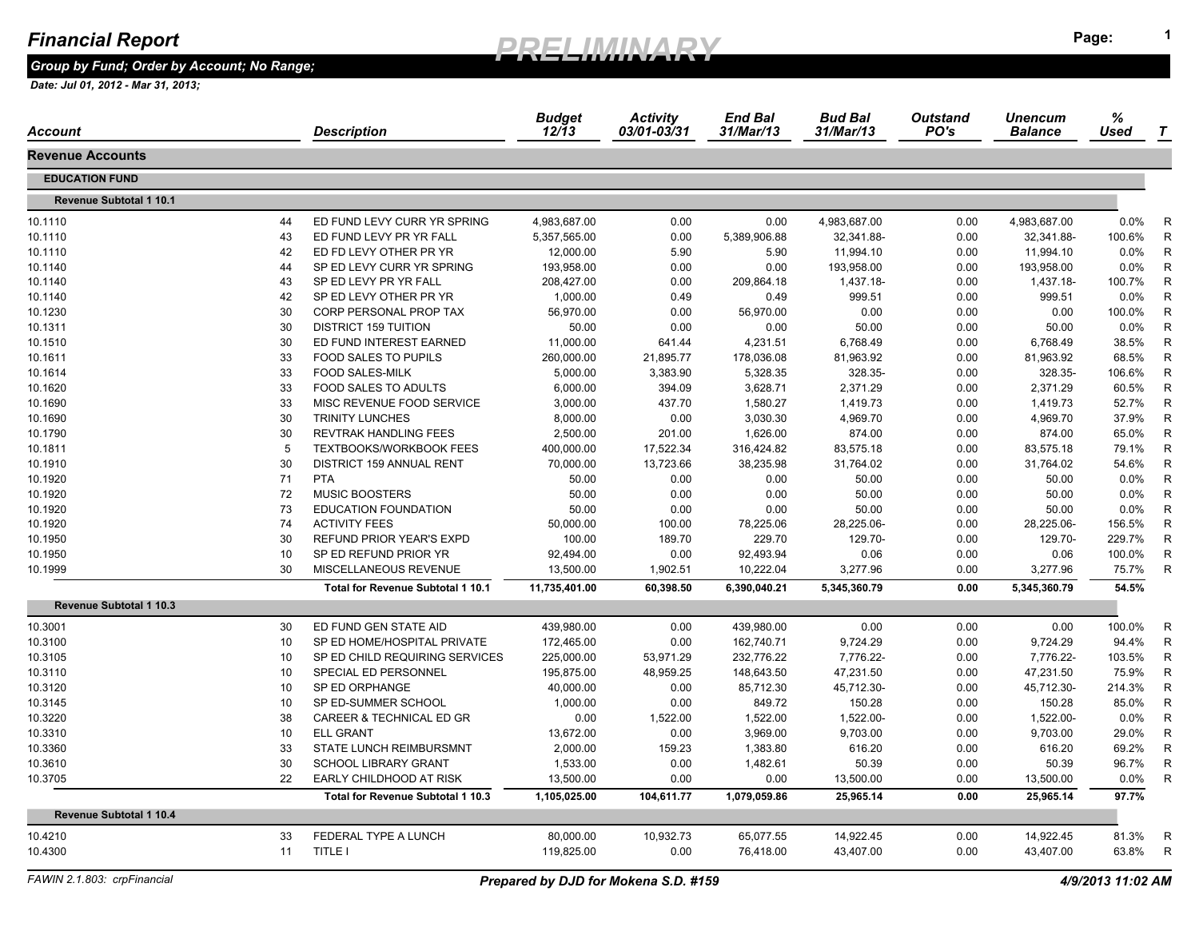# Financial Report

**PRELIMINARY**

***Group by Fund; Order by Account; No Range;***

***Date: Jul 01, 2012 - Mar 31, 2013;***

| Account | | Description | Budget 12/13 | Activity 03/01-03/31 | End Bal 31/Mar/13 | Bud Bal 31/Mar/13 | Outstand PO's | Unencum Balance | % Used | T |
|---|---|---|---|---|---|---|---|---|---|---|
| **Revenue Accounts** | | | | | | | | | | |
| **EDUCATION FUND** | | | | | | | | | | |
| **Revenue Subtotal 1 10.1** | | | | | | | | | | |
| 10.1110 | 44 | ED FUND LEVY CURR YR SPRING | 4,983,687.00 | 0.00 | 0.00 | 4,983,687.00 | 0.00 | 4,983,687.00 | 0.0% | R |
| 10.1110 | 43 | ED FUND LEVY PR YR FALL | 5,357,565.00 | 0.00 | 5,389,906.88 | 32,341.88- | 0.00 | 32,341.88- | 100.6% | R |
| 10.1110 | 42 | ED FD LEVY OTHER PR YR | 12,000.00 | 5.90 | 5.90 | 11,994.10 | 0.00 | 11,994.10 | 0.0% | R |
| 10.1140 | 44 | SP ED LEVY CURR YR SPRING | 193,958.00 | 0.00 | 0.00 | 193,958.00 | 0.00 | 193,958.00 | 0.0% | R |
| 10.1140 | 43 | SP ED LEVY PR YR FALL | 208,427.00 | 0.00 | 209,864.18 | 1,437.18- | 0.00 | 1,437.18- | 100.7% | R |
| 10.1140 | 42 | SP ED LEVY OTHER PR YR | 1,000.00 | 0.49 | 0.49 | 999.51 | 0.00 | 999.51 | 0.0% | R |
| 10.1230 | 30 | CORP PERSONAL PROP TAX | 56,970.00 | 0.00 | 56,970.00 | 0.00 | 0.00 | 0.00 | 100.0% | R |
| 10.1311 | 30 | DISTRICT 159 TUITION | 50.00 | 0.00 | 0.00 | 50.00 | 0.00 | 50.00 | 0.0% | R |
| 10.1510 | 30 | ED FUND INTEREST EARNED | 11,000.00 | 641.44 | 4,231.51 | 6,768.49 | 0.00 | 6,768.49 | 38.5% | R |
| 10.1611 | 33 | FOOD SALES TO PUPILS | 260,000.00 | 21,895.77 | 178,036.08 | 81,963.92 | 0.00 | 81,963.92 | 68.5% | R |
| 10.1614 | 33 | FOOD SALES-MILK | 5,000.00 | 3,383.90 | 5,328.35 | 328.35- | 0.00 | 328.35- | 106.6% | R |
| 10.1620 | 33 | FOOD SALES TO ADULTS | 6,000.00 | 394.09 | 3,628.71 | 2,371.29 | 0.00 | 2,371.29 | 60.5% | R |
| 10.1690 | 33 | MISC REVENUE FOOD SERVICE | 3,000.00 | 437.70 | 1,580.27 | 1,419.73 | 0.00 | 1,419.73 | 52.7% | R |
| 10.1690 | 30 | TRINITY LUNCHES | 8,000.00 | 0.00 | 3,030.30 | 4,969.70 | 0.00 | 4,969.70 | 37.9% | R |
| 10.1790 | 30 | REVTRAK HANDLING FEES | 2,500.00 | 201.00 | 1,626.00 | 874.00 | 0.00 | 874.00 | 65.0% | R |
| 10.1811 | 5 | TEXTBOOKS/WORKBOOK FEES | 400,000.00 | 17,522.34 | 316,424.82 | 83,575.18 | 0.00 | 83,575.18 | 79.1% | R |
| 10.1910 | 30 | DISTRICT 159 ANNUAL RENT | 70,000.00 | 13,723.66 | 38,235.98 | 31,764.02 | 0.00 | 31,764.02 | 54.6% | R |
| 10.1920 | 71 | PTA | 50.00 | 0.00 | 0.00 | 50.00 | 0.00 | 50.00 | 0.0% | R |
| 10.1920 | 72 | MUSIC BOOSTERS | 50.00 | 0.00 | 0.00 | 50.00 | 0.00 | 50.00 | 0.0% | R |
| 10.1920 | 73 | EDUCATION FOUNDATION | 50.00 | 0.00 | 0.00 | 50.00 | 0.00 | 50.00 | 0.0% | R |
| 10.1920 | 74 | ACTIVITY FEES | 50,000.00 | 100.00 | 78,225.06 | 28,225.06- | 0.00 | 28,225.06- | 156.5% | R |
| 10.1950 | 30 | REFUND PRIOR YEAR'S EXPD | 100.00 | 189.70 | 229.70 | 129.70- | 0.00 | 129.70- | 229.7% | R |
| 10.1950 | 10 | SP ED REFUND PRIOR YR | 92,494.00 | 0.00 | 92,493.94 | 0.06 | 0.00 | 0.06 | 100.0% | R |
| 10.1999 | 30 | MISCELLANEOUS REVENUE | 13,500.00 | 1,902.51 | 10,222.04 | 3,277.96 | 0.00 | 3,277.96 | 75.7% | R |
| | | **Total for Revenue Subtotal 1 10.1** | **11,735,401.00** | **60,398.50** | **6,390,040.21** | **5,345,360.79** | **0.00** | **5,345,360.79** | **54.5%** | |
| **Revenue Subtotal 1 10.3** | | | | | | | | | | |
| 10.3001 | 30 | ED FUND GEN STATE AID | 439,980.00 | 0.00 | 439,980.00 | 0.00 | 0.00 | 0.00 | 100.0% | R |
| 10.3100 | 10 | SP ED HOME/HOSPITAL PRIVATE | 172,465.00 | 0.00 | 162,740.71 | 9,724.29 | 0.00 | 9,724.29 | 94.4% | R |
| 10.3105 | 10 | SP ED CHILD REQUIRING SERVICES | 225,000.00 | 53,971.29 | 232,776.22 | 7,776.22- | 0.00 | 7,776.22- | 103.5% | R |
| 10.3110 | 10 | SPECIAL ED PERSONNEL | 195,875.00 | 48,959.25 | 148,643.50 | 47,231.50 | 0.00 | 47,231.50 | 75.9% | R |
| 10.3120 | 10 | SP ED ORPHANGE | 40,000.00 | 0.00 | 85,712.30 | 45,712.30- | 0.00 | 45,712.30- | 214.3% | R |
| 10.3145 | 10 | SP ED-SUMMER SCHOOL | 1,000.00 | 0.00 | 849.72 | 150.28 | 0.00 | 150.28 | 85.0% | R |
| 10.3220 | 38 | CAREER & TECHNICAL ED GR | 0.00 | 1,522.00 | 1,522.00 | 1,522.00- | 0.00 | 1,522.00- | 0.0% | R |
| 10.3310 | 10 | ELL GRANT | 13,672.00 | 0.00 | 3,969.00 | 9,703.00 | 0.00 | 9,703.00 | 29.0% | R |
| 10.3360 | 33 | STATE LUNCH REIMBURSMNT | 2,000.00 | 159.23 | 1,383.80 | 616.20 | 0.00 | 616.20 | 69.2% | R |
| 10.3610 | 30 | SCHOOL LIBRARY GRANT | 1,533.00 | 0.00 | 1,482.61 | 50.39 | 0.00 | 50.39 | 96.7% | R |
| 10.3705 | 22 | EARLY CHILDHOOD AT RISK | 13,500.00 | 0.00 | 0.00 | 13,500.00 | 0.00 | 13,500.00 | 0.0% | R |
| | | **Total for Revenue Subtotal 1 10.3** | **1,105,025.00** | **104,611.77** | **1,079,059.86** | **25,965.14** | **0.00** | **25,965.14** | **97.7%** | |
| **Revenue Subtotal 1 10.4** | | | | | | | | | | |
| 10.4210 | 33 | FEDERAL TYPE A LUNCH | 80,000.00 | 10,932.73 | 65,077.55 | 14,922.45 | 0.00 | 14,922.45 | 81.3% | R |
| 10.4300 | 11 | TITLE I | 119,825.00 | 0.00 | 76,418.00 | 43,407.00 | 0.00 | 43,407.00 | 63.8% | R |

FAWIN 2.1.803: crpFinancial — Prepared by DJD for Mokena S.D. #159 — 4/9/2013 11:02 AM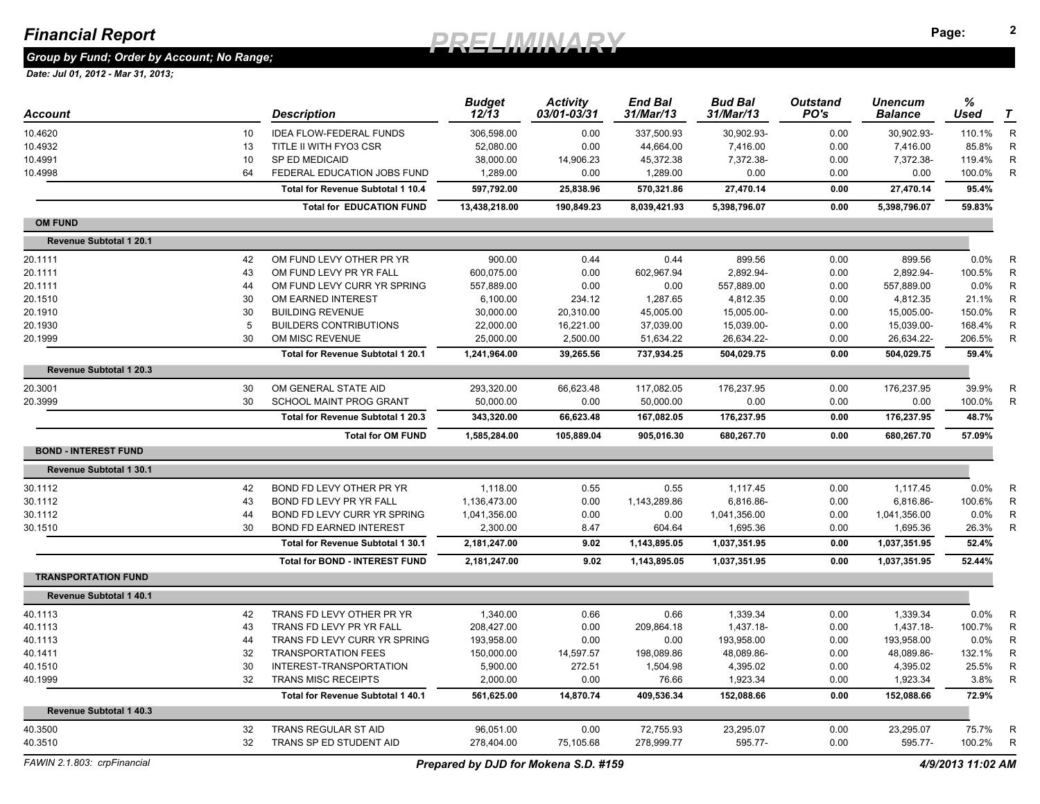# Financial Report

**PRELIMINARY**

***Group by Fund; Order by Account; No Range;***

***Date: Jul 01, 2012 - Mar 31, 2013;***

| Account | | Description | Budget 12/13 | Activity 03/01-03/31 | End Bal 31/Mar/13 | Bud Bal 31/Mar/13 | Outstand PO's | Unencum Balance | % Used | T |
|---|---|---|---|---|---|---|---|---|---|---|
| 10.4620 | 10 | IDEA FLOW-FEDERAL FUNDS | 306,598.00 | 0.00 | 337,500.93 | 30,902.93- | 0.00 | 30,902.93- | 110.1% | R |
| 10.4932 | 13 | TITLE II WITH FYO3 CSR | 52,080.00 | 0.00 | 44,664.00 | 7,416.00 | 0.00 | 7,416.00 | 85.8% | R |
| 10.4991 | 10 | SP ED MEDICAID | 38,000.00 | 14,906.23 | 45,372.38 | 7,372.38- | 0.00 | 7,372.38- | 119.4% | R |
| 10.4998 | 64 | FEDERAL EDUCATION JOBS FUND | 1,289.00 | 0.00 | 1,289.00 | 0.00 | 0.00 | 0.00 | 100.0% | R |
| | | **Total for Revenue Subtotal 1 10.4** | **597,792.00** | **25,838.96** | **570,321.86** | **27,470.14** | **0.00** | **27,470.14** | **95.4%** | |
| | | **Total for EDUCATION FUND** | **13,438,218.00** | **190,849.23** | **8,039,421.93** | **5,398,796.07** | **0.00** | **5,398,796.07** | **59.83%** | |
| **OM FUND** | | | | | | | | | | |
| **Revenue Subtotal 1 20.1** | | | | | | | | | | |
| 20.1111 | 42 | OM FUND LEVY OTHER PR YR | 900.00 | 0.44 | 0.44 | 899.56 | 0.00 | 899.56 | 0.0% | R |
| 20.1111 | 43 | OM FUND LEVY PR YR FALL | 600,075.00 | 0.00 | 602,967.94 | 2,892.94- | 0.00 | 2,892.94- | 100.5% | R |
| 20.1111 | 44 | OM FUND LEVY CURR YR SPRING | 557,889.00 | 0.00 | 0.00 | 557,889.00 | 0.00 | 557,889.00 | 0.0% | R |
| 20.1510 | 30 | OM EARNED INTEREST | 6,100.00 | 234.12 | 1,287.65 | 4,812.35 | 0.00 | 4,812.35 | 21.1% | R |
| 20.1910 | 30 | BUILDING REVENUE | 30,000.00 | 20,310.00 | 45,005.00 | 15,005.00- | 0.00 | 15,005.00- | 150.0% | R |
| 20.1930 | 5 | BUILDERS CONTRIBUTIONS | 22,000.00 | 16,221.00 | 37,039.00 | 15,039.00- | 0.00 | 15,039.00- | 168.4% | R |
| 20.1999 | 30 | OM MISC REVENUE | 25,000.00 | 2,500.00 | 51,634.22 | 26,634.22- | 0.00 | 26,634.22- | 206.5% | R |
| | | **Total for Revenue Subtotal 1 20.1** | **1,241,964.00** | **39,265.56** | **737,934.25** | **504,029.75** | **0.00** | **504,029.75** | **59.4%** | |
| **Revenue Subtotal 1 20.3** | | | | | | | | | | |
| 20.3001 | 30 | OM GENERAL STATE AID | 293,320.00 | 66,623.48 | 117,082.05 | 176,237.95 | 0.00 | 176,237.95 | 39.9% | R |
| 20.3999 | 30 | SCHOOL MAINT PROG GRANT | 50,000.00 | 0.00 | 50,000.00 | 0.00 | 0.00 | 0.00 | 100.0% | R |
| | | **Total for Revenue Subtotal 1 20.3** | **343,320.00** | **66,623.48** | **167,082.05** | **176,237.95** | **0.00** | **176,237.95** | **48.7%** | |
| | | **Total for OM FUND** | **1,585,284.00** | **105,889.04** | **905,016.30** | **680,267.70** | **0.00** | **680,267.70** | **57.09%** | |
| **BOND - INTEREST FUND** | | | | | | | | | | |
| **Revenue Subtotal 1 30.1** | | | | | | | | | | |
| 30.1112 | 42 | BOND FD LEVY OTHER PR YR | 1,118.00 | 0.55 | 0.55 | 1,117.45 | 0.00 | 1,117.45 | 0.0% | R |
| 30.1112 | 43 | BOND FD LEVY PR YR FALL | 1,136,473.00 | 0.00 | 1,143,289.86 | 6,816.86- | 0.00 | 6,816.86- | 100.6% | R |
| 30.1112 | 44 | BOND FD LEVY CURR YR SPRING | 1,041,356.00 | 0.00 | 0.00 | 1,041,356.00 | 0.00 | 1,041,356.00 | 0.0% | R |
| 30.1510 | 30 | BOND FD EARNED INTEREST | 2,300.00 | 8.47 | 604.64 | 1,695.36 | 0.00 | 1,695.36 | 26.3% | R |
| | | **Total for Revenue Subtotal 1 30.1** | **2,181,247.00** | **9.02** | **1,143,895.05** | **1,037,351.95** | **0.00** | **1,037,351.95** | **52.4%** | |
| | | **Total for BOND - INTEREST FUND** | **2,181,247.00** | **9.02** | **1,143,895.05** | **1,037,351.95** | **0.00** | **1,037,351.95** | **52.44%** | |
| **TRANSPORTATION FUND** | | | | | | | | | | |
| **Revenue Subtotal 1 40.1** | | | | | | | | | | |
| 40.1113 | 42 | TRANS FD LEVY OTHER PR YR | 1,340.00 | 0.66 | 0.66 | 1,339.34 | 0.00 | 1,339.34 | 0.0% | R |
| 40.1113 | 43 | TRANS FD LEVY PR YR FALL | 208,427.00 | 0.00 | 209,864.18 | 1,437.18- | 0.00 | 1,437.18- | 100.7% | R |
| 40.1113 | 44 | TRANS FD LEVY CURR YR SPRING | 193,958.00 | 0.00 | 0.00 | 193,958.00 | 0.00 | 193,958.00 | 0.0% | R |
| 40.1411 | 32 | TRANSPORTATION FEES | 150,000.00 | 14,597.57 | 198,089.86 | 48,089.86- | 0.00 | 48,089.86- | 132.1% | R |
| 40.1510 | 30 | INTEREST-TRANSPORTATION | 5,900.00 | 272.51 | 1,504.98 | 4,395.02 | 0.00 | 4,395.02 | 25.5% | R |
| 40.1999 | 32 | TRANS MISC RECEIPTS | 2,000.00 | 0.00 | 76.66 | 1,923.34 | 0.00 | 1,923.34 | 3.8% | R |
| | | **Total for Revenue Subtotal 1 40.1** | **561,625.00** | **14,870.74** | **409,536.34** | **152,088.66** | **0.00** | **152,088.66** | **72.9%** | |
| **Revenue Subtotal 1 40.3** | | | | | | | | | | |
| 40.3500 | 32 | TRANS REGULAR ST AID | 96,051.00 | 0.00 | 72,755.93 | 23,295.07 | 0.00 | 23,295.07 | 75.7% | R |
| 40.3510 | 32 | TRANS SP ED STUDENT AID | 278,404.00 | 75,105.68 | 278,999.77 | 595.77- | 0.00 | 595.77- | 100.2% | R |

FAWIN 2.1.803: crpFinancial — *Prepared by DJD for Mokena S.D. #159* — *4/9/2013 11:02 AM*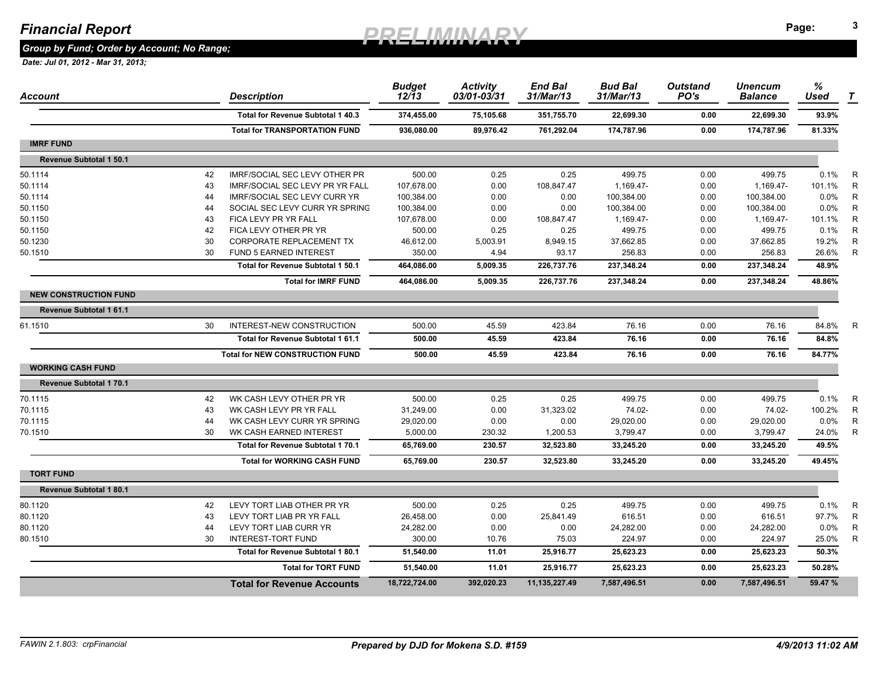# Financial Report

**PRELIMINARY**

*Group by Fund; Order by Account; No Range;*

*Date: Jul 01, 2012 - Mar 31, 2013;*

| Account | | Description | Budget 12/13 | Activity 03/01-03/31 | End Bal 31/Mar/13 | Bud Bal 31/Mar/13 | Outstand PO's | Unencum Balance | % Used | T |
|---|---|---|---|---|---|---|---|---|---|---|
| | | **Total for Revenue Subtotal 1 40.3** | **374,455.00** | **75,105.68** | **351,755.70** | **22,699.30** | **0.00** | **22,699.30** | **93.9%** | |
| | | **Total for TRANSPORTATION FUND** | **936,080.00** | **89,976.42** | **761,292.04** | **174,787.96** | **0.00** | **174,787.96** | **81.33%** | |
| **IMRF FUND** | | | | | | | | | | |
| **Revenue Subtotal 1 50.1** | | | | | | | | | | |
| 50.1114 | 42 | IMRF/SOCIAL SEC LEVY OTHER PR | 500.00 | 0.25 | 0.25 | 499.75 | 0.00 | 499.75 | 0.1% | R |
| 50.1114 | 43 | IMRF/SOCIAL SEC LEVY PR YR FALL | 107,678.00 | 0.00 | 108,847.47 | 1,169.47- | 0.00 | 1,169.47- | 101.1% | R |
| 50.1114 | 44 | IMRF/SOCIAL SEC LEVY CURR YR | 100,384.00 | 0.00 | 0.00 | 100,384.00 | 0.00 | 100,384.00 | 0.0% | R |
| 50.1150 | 44 | SOCIAL SEC LEVY CURR YR SPRING | 100,384.00 | 0.00 | 0.00 | 100,384.00 | 0.00 | 100,384.00 | 0.0% | R |
| 50.1150 | 43 | FICA LEVY PR YR FALL | 107,678.00 | 0.00 | 108,847.47 | 1,169.47- | 0.00 | 1,169.47- | 101.1% | R |
| 50.1150 | 42 | FICA LEVY OTHER PR YR | 500.00 | 0.25 | 0.25 | 499.75 | 0.00 | 499.75 | 0.1% | R |
| 50.1230 | 30 | CORPORATE REPLACEMENT TX | 46,612.00 | 5,003.91 | 8,949.15 | 37,662.85 | 0.00 | 37,662.85 | 19.2% | R |
| 50.1510 | 30 | FUND 5 EARNED INTEREST | 350.00 | 4.94 | 93.17 | 256.83 | 0.00 | 256.83 | 26.6% | R |
| | | **Total for Revenue Subtotal 1 50.1** | **464,086.00** | **5,009.35** | **226,737.76** | **237,348.24** | **0.00** | **237,348.24** | **48.9%** | |
| | | **Total for IMRF FUND** | **464,086.00** | **5,009.35** | **226,737.76** | **237,348.24** | **0.00** | **237,348.24** | **48.86%** | |
| **NEW CONSTRUCTION FUND** | | | | | | | | | | |
| **Revenue Subtotal 1 61.1** | | | | | | | | | | |
| 61.1510 | 30 | INTEREST-NEW CONSTRUCTION | 500.00 | 45.59 | 423.84 | 76.16 | 0.00 | 76.16 | 84.8% | R |
| | | **Total for Revenue Subtotal 1 61.1** | **500.00** | **45.59** | **423.84** | **76.16** | **0.00** | **76.16** | **84.8%** | |
| | | **Total for NEW CONSTRUCTION FUND** | **500.00** | **45.59** | **423.84** | **76.16** | **0.00** | **76.16** | **84.77%** | |
| **WORKING CASH FUND** | | | | | | | | | | |
| **Revenue Subtotal 1 70.1** | | | | | | | | | | |
| 70.1115 | 42 | WK CASH LEVY OTHER PR YR | 500.00 | 0.25 | 0.25 | 499.75 | 0.00 | 499.75 | 0.1% | R |
| 70.1115 | 43 | WK CASH LEVY PR YR FALL | 31,249.00 | 0.00 | 31,323.02 | 74.02- | 0.00 | 74.02- | 100.2% | R |
| 70.1115 | 44 | WK CASH LEVY CURR YR SPRING | 29,020.00 | 0.00 | 0.00 | 29,020.00 | 0.00 | 29,020.00 | 0.0% | R |
| 70.1510 | 30 | WK CASH EARNED INTEREST | 5,000.00 | 230.32 | 1,200.53 | 3,799.47 | 0.00 | 3,799.47 | 24.0% | R |
| | | **Total for Revenue Subtotal 1 70.1** | **65,769.00** | **230.57** | **32,523.80** | **33,245.20** | **0.00** | **33,245.20** | **49.5%** | |
| | | **Total for WORKING CASH FUND** | **65,769.00** | **230.57** | **32,523.80** | **33,245.20** | **0.00** | **33,245.20** | **49.45%** | |
| **TORT FUND** | | | | | | | | | | |
| **Revenue Subtotal 1 80.1** | | | | | | | | | | |
| 80.1120 | 42 | LEVY TORT LIAB OTHER PR YR | 500.00 | 0.25 | 0.25 | 499.75 | 0.00 | 499.75 | 0.1% | R |
| 80.1120 | 43 | LEVY TORT LIAB PR YR FALL | 26,458.00 | 0.00 | 25,841.49 | 616.51 | 0.00 | 616.51 | 97.7% | R |
| 80.1120 | 44 | LEVY TORT LIAB CURR YR | 24,282.00 | 0.00 | 0.00 | 24,282.00 | 0.00 | 24,282.00 | 0.0% | R |
| 80.1510 | 30 | INTEREST-TORT FUND | 300.00 | 10.76 | 75.03 | 224.97 | 0.00 | 224.97 | 25.0% | R |
| | | **Total for Revenue Subtotal 1 80.1** | **51,540.00** | **11.01** | **25,916.77** | **25,623.23** | **0.00** | **25,623.23** | **50.3%** | |
| | | **Total for TORT FUND** | **51,540.00** | **11.01** | **25,916.77** | **25,623.23** | **0.00** | **25,623.23** | **50.28%** | |
| | | **Total for Revenue Accounts** | **18,722,724.00** | **392,020.23** | **11,135,227.49** | **7,587,496.51** | **0.00** | **7,587,496.51** | **59.47 %** | |

FAWIN 2.1.803: crpFinancial — *Prepared by DJD for Mokena S.D. #159* — *4/9/2013 11:02 AM*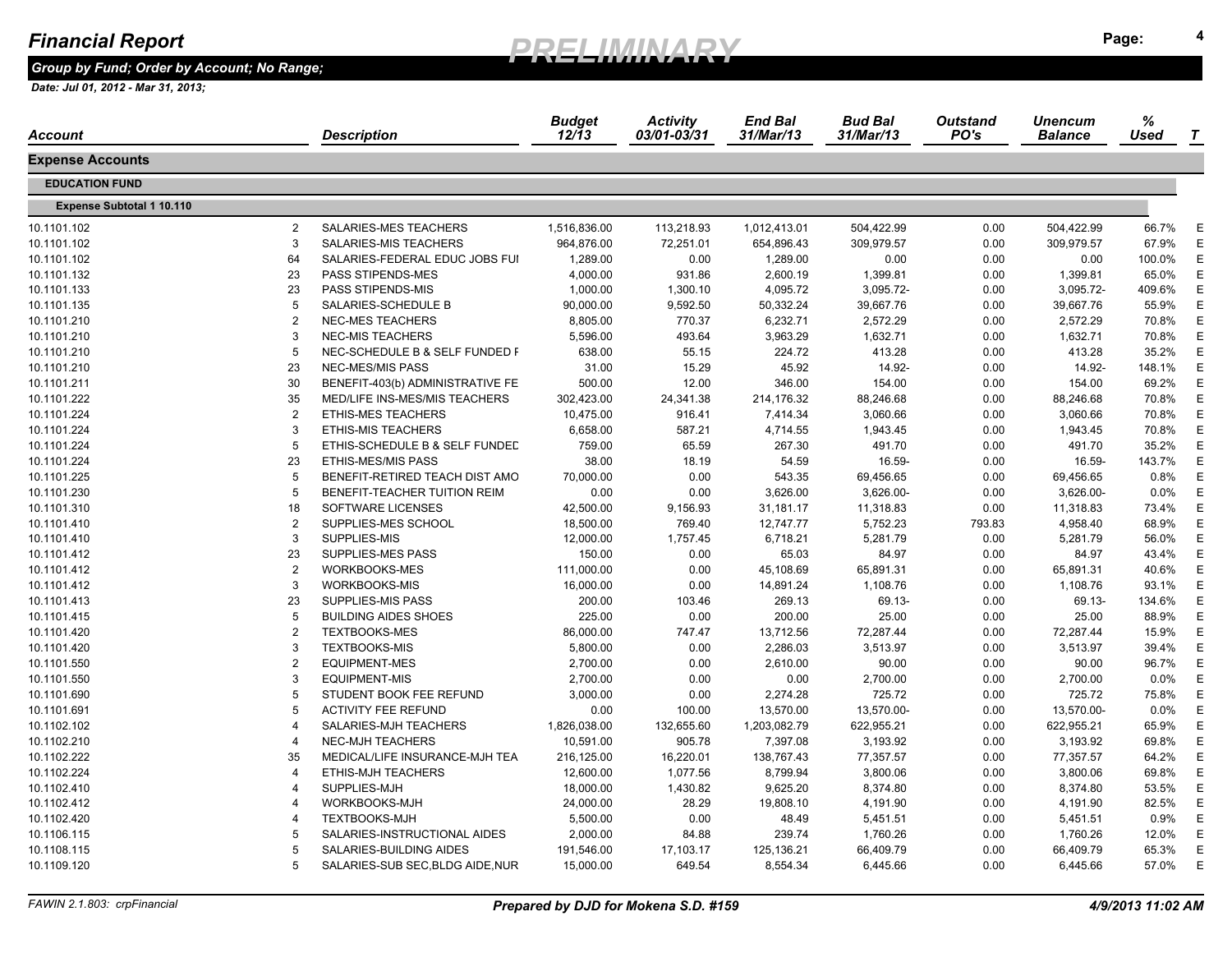# Financial Report

**PRELIMINARY**

***Group by Fund; Order by Account; No Range;***

***Date: Jul 01, 2012 - Mar 31, 2013;***

| Account | | Description | Budget 12/13 | Activity 03/01-03/31 | End Bal 31/Mar/13 | Bud Bal 31/Mar/13 | Outstand PO's | Unencum Balance | % Used | T |
|---|---|---|---|---|---|---|---|---|---|---|
| **Expense Accounts** | | | | | | | | | | |
| **EDUCATION FUND** | | | | | | | | | | |
| **Expense Subtotal 1 10.110** | | | | | | | | | | |
| 10.1101.102 | 2 | SALARIES-MES TEACHERS | 1,516,836.00 | 113,218.93 | 1,012,413.01 | 504,422.99 | 0.00 | 504,422.99 | 66.7% | E |
| 10.1101.102 | 3 | SALARIES-MIS TEACHERS | 964,876.00 | 72,251.01 | 654,896.43 | 309,979.57 | 0.00 | 309,979.57 | 67.9% | E |
| 10.1101.102 | 64 | SALARIES-FEDERAL EDUC JOBS FUI | 1,289.00 | 0.00 | 1,289.00 | 0.00 | 0.00 | 0.00 | 100.0% | E |
| 10.1101.132 | 23 | PASS STIPENDS-MES | 4,000.00 | 931.86 | 2,600.19 | 1,399.81 | 0.00 | 1,399.81 | 65.0% | E |
| 10.1101.133 | 23 | PASS STIPENDS-MIS | 1,000.00 | 1,300.10 | 4,095.72 | 3,095.72- | 0.00 | 3,095.72- | 409.6% | E |
| 10.1101.135 | 5 | SALARIES-SCHEDULE B | 90,000.00 | 9,592.50 | 50,332.24 | 39,667.76 | 0.00 | 39,667.76 | 55.9% | E |
| 10.1101.210 | 2 | NEC-MES TEACHERS | 8,805.00 | 770.37 | 6,232.71 | 2,572.29 | 0.00 | 2,572.29 | 70.8% | E |
| 10.1101.210 | 3 | NEC-MIS TEACHERS | 5,596.00 | 493.64 | 3,963.29 | 1,632.71 | 0.00 | 1,632.71 | 70.8% | E |
| 10.1101.210 | 5 | NEC-SCHEDULE B & SELF FUNDED F | 638.00 | 55.15 | 224.72 | 413.28 | 0.00 | 413.28 | 35.2% | E |
| 10.1101.210 | 23 | NEC-MES/MIS PASS | 31.00 | 15.29 | 45.92 | 14.92- | 0.00 | 14.92- | 148.1% | E |
| 10.1101.211 | 30 | BENEFIT-403(b) ADMINISTRATIVE FE | 500.00 | 12.00 | 346.00 | 154.00 | 0.00 | 154.00 | 69.2% | E |
| 10.1101.222 | 35 | MED/LIFE INS-MES/MIS TEACHERS | 302,423.00 | 24,341.38 | 214,176.32 | 88,246.68 | 0.00 | 88,246.68 | 70.8% | E |
| 10.1101.224 | 2 | ETHIS-MES TEACHERS | 10,475.00 | 916.41 | 7,414.34 | 3,060.66 | 0.00 | 3,060.66 | 70.8% | E |
| 10.1101.224 | 3 | ETHIS-MIS TEACHERS | 6,658.00 | 587.21 | 4,714.55 | 1,943.45 | 0.00 | 1,943.45 | 70.8% | E |
| 10.1101.224 | 5 | ETHIS-SCHEDULE B & SELF FUNDEC | 759.00 | 65.59 | 267.30 | 491.70 | 0.00 | 491.70 | 35.2% | E |
| 10.1101.224 | 23 | ETHIS-MES/MIS PASS | 38.00 | 18.19 | 54.59 | 16.59- | 0.00 | 16.59- | 143.7% | E |
| 10.1101.225 | 5 | BENEFIT-RETIRED TEACH DIST AMO | 70,000.00 | 0.00 | 543.35 | 69,456.65 | 0.00 | 69,456.65 | 0.8% | E |
| 10.1101.230 | 5 | BENEFIT-TEACHER TUITION REIM | 0.00 | 0.00 | 3,626.00 | 3,626.00- | 0.00 | 3,626.00- | 0.0% | E |
| 10.1101.310 | 18 | SOFTWARE LICENSES | 42,500.00 | 9,156.93 | 31,181.17 | 11,318.83 | 0.00 | 11,318.83 | 73.4% | E |
| 10.1101.410 | 2 | SUPPLIES-MES SCHOOL | 18,500.00 | 769.40 | 12,747.77 | 5,752.23 | 793.83 | 4,958.40 | 68.9% | E |
| 10.1101.410 | 3 | SUPPLIES-MIS | 12,000.00 | 1,757.45 | 6,718.21 | 5,281.79 | 0.00 | 5,281.79 | 56.0% | E |
| 10.1101.412 | 23 | SUPPLIES-MES PASS | 150.00 | 0.00 | 65.03 | 84.97 | 0.00 | 84.97 | 43.4% | E |
| 10.1101.412 | 2 | WORKBOOKS-MES | 111,000.00 | 0.00 | 45,108.69 | 65,891.31 | 0.00 | 65,891.31 | 40.6% | E |
| 10.1101.412 | 3 | WORKBOOKS-MIS | 16,000.00 | 0.00 | 14,891.24 | 1,108.76 | 0.00 | 1,108.76 | 93.1% | E |
| 10.1101.413 | 23 | SUPPLIES-MIS PASS | 200.00 | 103.46 | 269.13 | 69.13- | 0.00 | 69.13- | 134.6% | E |
| 10.1101.415 | 5 | BUILDING AIDES SHOES | 225.00 | 0.00 | 200.00 | 25.00 | 0.00 | 25.00 | 88.9% | E |
| 10.1101.420 | 2 | TEXTBOOKS-MES | 86,000.00 | 747.47 | 13,712.56 | 72,287.44 | 0.00 | 72,287.44 | 15.9% | E |
| 10.1101.420 | 3 | TEXTBOOKS-MIS | 5,800.00 | 0.00 | 2,286.03 | 3,513.97 | 0.00 | 3,513.97 | 39.4% | E |
| 10.1101.550 | 2 | EQUIPMENT-MES | 2,700.00 | 0.00 | 2,610.00 | 90.00 | 0.00 | 90.00 | 96.7% | E |
| 10.1101.550 | 3 | EQUIPMENT-MIS | 2,700.00 | 0.00 | 0.00 | 2,700.00 | 0.00 | 2,700.00 | 0.0% | E |
| 10.1101.690 | 5 | STUDENT BOOK FEE REFUND | 3,000.00 | 0.00 | 2,274.28 | 725.72 | 0.00 | 725.72 | 75.8% | E |
| 10.1101.691 | 5 | ACTIVITY FEE REFUND | 0.00 | 100.00 | 13,570.00 | 13,570.00- | 0.00 | 13,570.00- | 0.0% | E |
| 10.1102.102 | 4 | SALARIES-MJH TEACHERS | 1,826,038.00 | 132,655.60 | 1,203,082.79 | 622,955.21 | 0.00 | 622,955.21 | 65.9% | E |
| 10.1102.210 | 4 | NEC-MJH TEACHERS | 10,591.00 | 905.78 | 7,397.08 | 3,193.92 | 0.00 | 3,193.92 | 69.8% | E |
| 10.1102.222 | 35 | MEDICAL/LIFE INSURANCE-MJH TEA | 216,125.00 | 16,220.01 | 138,767.43 | 77,357.57 | 0.00 | 77,357.57 | 64.2% | E |
| 10.1102.224 | 4 | ETHIS-MJH TEACHERS | 12,600.00 | 1,077.56 | 8,799.94 | 3,800.06 | 0.00 | 3,800.06 | 69.8% | E |
| 10.1102.410 | 4 | SUPPLIES-MJH | 18,000.00 | 1,430.82 | 9,625.20 | 8,374.80 | 0.00 | 8,374.80 | 53.5% | E |
| 10.1102.412 | 4 | WORKBOOKS-MJH | 24,000.00 | 28.29 | 19,808.10 | 4,191.90 | 0.00 | 4,191.90 | 82.5% | E |
| 10.1102.420 | 4 | TEXTBOOKS-MJH | 5,500.00 | 0.00 | 48.49 | 5,451.51 | 0.00 | 5,451.51 | 0.9% | E |
| 10.1106.115 | 5 | SALARIES-INSTRUCTIONAL AIDES | 2,000.00 | 84.88 | 239.74 | 1,760.26 | 0.00 | 1,760.26 | 12.0% | E |
| 10.1108.115 | 5 | SALARIES-BUILDING AIDES | 191,546.00 | 17,103.17 | 125,136.21 | 66,409.79 | 0.00 | 66,409.79 | 65.3% | E |
| 10.1109.120 | 5 | SALARIES-SUB SEC,BLDG AIDE,NUR | 15,000.00 | 649.54 | 8,554.34 | 6,445.66 | 0.00 | 6,445.66 | 57.0% | E |

FAWIN 2.1.803: crpFinancial

***Prepared by DJD for Mokena S.D. #159***

***4/9/2013 11:02 AM***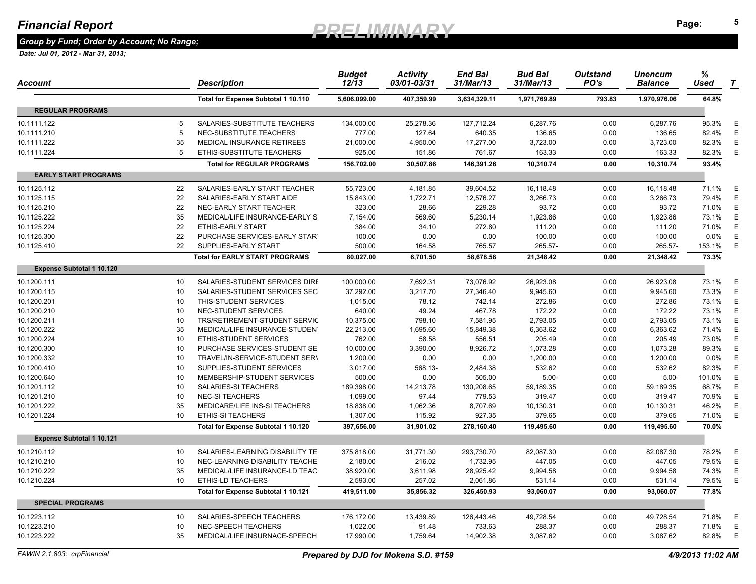# Financial Report

**PRELIMINARY**

*Group by Fund; Order by Account; No Range;*

*Date: Jul 01, 2012 - Mar 31, 2013;*

| Account | | Description | Budget 12/13 | Activity 03/01-03/31 | End Bal 31/Mar/13 | Bud Bal 31/Mar/13 | Outstand PO's | Unencum Balance | % Used | T |
|---|---|---|---|---|---|---|---|---|---|---|
| | | **Total for Expense Subtotal 1 10.110** | **5,606,099.00** | **407,359.99** | **3,634,329.11** | **1,971,769.89** | **793.83** | **1,970,976.06** | **64.8%** | |
| **REGULAR PROGRAMS** | | | | | | | | | | |
| 10.1111.122 | 5 | SALARIES-SUBSTITUTE TEACHERS | 134,000.00 | 25,278.36 | 127,712.24 | 6,287.76 | 0.00 | 6,287.76 | 95.3% | E |
| 10.1111.210 | 5 | NEC-SUBSTITUTE TEACHERS | 777.00 | 127.64 | 640.35 | 136.65 | 0.00 | 136.65 | 82.4% | E |
| 10.1111.222 | 35 | MEDICAL INSURANCE RETIREES | 21,000.00 | 4,950.00 | 17,277.00 | 3,723.00 | 0.00 | 3,723.00 | 82.3% | E |
| 10.1111.224 | 5 | ETHIS-SUBSTITUTE TEACHERS | 925.00 | 151.86 | 761.67 | 163.33 | 0.00 | 163.33 | 82.3% | E |
| | | **Total for REGULAR PROGRAMS** | **156,702.00** | **30,507.86** | **146,391.26** | **10,310.74** | **0.00** | **10,310.74** | **93.4%** | |
| **EARLY START PROGRAMS** | | | | | | | | | | |
| 10.1125.112 | 22 | SALARIES-EARLY START TEACHER | 55,723.00 | 4,181.85 | 39,604.52 | 16,118.48 | 0.00 | 16,118.48 | 71.1% | E |
| 10.1125.115 | 22 | SALARIES-EARLY START AIDE | 15,843.00 | 1,722.71 | 12,576.27 | 3,266.73 | 0.00 | 3,266.73 | 79.4% | E |
| 10.1125.210 | 22 | NEC-EARLY START TEACHER | 323.00 | 28.66 | 229.28 | 93.72 | 0.00 | 93.72 | 71.0% | E |
| 10.1125.222 | 35 | MEDICAL/LIFE INSURANCE-EARLY S | 7,154.00 | 569.60 | 5,230.14 | 1,923.86 | 0.00 | 1,923.86 | 73.1% | E |
| 10.1125.224 | 22 | ETHIS-EARLY START | 384.00 | 34.10 | 272.80 | 111.20 | 0.00 | 111.20 | 71.0% | E |
| 10.1125.300 | 22 | PURCHASE SERVICES-EARLY START | 100.00 | 0.00 | 0.00 | 100.00 | 0.00 | 100.00 | 0.0% | E |
| 10.1125.410 | 22 | SUPPLIES-EARLY START | 500.00 | 164.58 | 765.57 | 265.57- | 0.00 | 265.57- | 153.1% | E |
| | | **Total for EARLY START PROGRAMS** | **80,027.00** | **6,701.50** | **58,678.58** | **21,348.42** | **0.00** | **21,348.42** | **73.3%** | |
| **Expense Subtotal 1 10.120** | | | | | | | | | | |
| 10.1200.111 | 10 | SALARIES-STUDENT SERVICES DIRE | 100,000.00 | 7,692.31 | 73,076.92 | 26,923.08 | 0.00 | 26,923.08 | 73.1% | E |
| 10.1200.115 | 10 | SALARIES-STUDENT SERVICES SEC | 37,292.00 | 3,217.70 | 27,346.40 | 9,945.60 | 0.00 | 9,945.60 | 73.3% | E |
| 10.1200.201 | 10 | THIS-STUDENT SERVICES | 1,015.00 | 78.12 | 742.14 | 272.86 | 0.00 | 272.86 | 73.1% | E |
| 10.1200.210 | 10 | NEC-STUDENT SERVICES | 640.00 | 49.24 | 467.78 | 172.22 | 0.00 | 172.22 | 73.1% | E |
| 10.1200.211 | 10 | TRS/RETIREMENT-STUDENT SERVIC | 10,375.00 | 798.10 | 7,581.95 | 2,793.05 | 0.00 | 2,793.05 | 73.1% | E |
| 10.1200.222 | 35 | MEDICAL/LIFE INSURANCE-STUDENT | 22,213.00 | 1,695.60 | 15,849.38 | 6,363.62 | 0.00 | 6,363.62 | 71.4% | E |
| 10.1200.224 | 10 | ETHIS-STUDENT SERVICES | 762.00 | 58.58 | 556.51 | 205.49 | 0.00 | 205.49 | 73.0% | E |
| 10.1200.300 | 10 | PURCHASE SERVICES-STUDENT SE | 10,000.00 | 3,390.00 | 8,926.72 | 1,073.28 | 0.00 | 1,073.28 | 89.3% | E |
| 10.1200.332 | 10 | TRAVEL/IN-SERVICE-STUDENT SER\ | 1,200.00 | 0.00 | 0.00 | 1,200.00 | 0.00 | 1,200.00 | 0.0% | E |
| 10.1200.410 | 10 | SUPPLIES-STUDENT SERVICES | 3,017.00 | 568.13- | 2,484.38 | 532.62 | 0.00 | 532.62 | 82.3% | E |
| 10.1200.640 | 10 | MEMBERSHIP-STUDENT SERVICES | 500.00 | 0.00 | 505.00 | 5.00- | 0.00 | 5.00- | 101.0% | E |
| 10.1201.112 | 10 | SALARIES-SI TEACHERS | 189,398.00 | 14,213.78 | 130,208.65 | 59,189.35 | 0.00 | 59,189.35 | 68.7% | E |
| 10.1201.210 | 10 | NEC-SI TEACHERS | 1,099.00 | 97.44 | 779.53 | 319.47 | 0.00 | 319.47 | 70.9% | E |
| 10.1201.222 | 35 | MEDICARE/LIFE INS-SI TEACHERS | 18,838.00 | 1,062.36 | 8,707.69 | 10,130.31 | 0.00 | 10,130.31 | 46.2% | E |
| 10.1201.224 | 10 | ETHIS-SI TEACHERS | 1,307.00 | 115.92 | 927.35 | 379.65 | 0.00 | 379.65 | 71.0% | E |
| | | **Total for Expense Subtotal 1 10.120** | **397,656.00** | **31,901.02** | **278,160.40** | **119,495.60** | **0.00** | **119,495.60** | **70.0%** | |
| **Expense Subtotal 1 10.121** | | | | | | | | | | |
| 10.1210.112 | 10 | SALARIES-LEARNING DISABILITY TE | 375,818.00 | 31,771.30 | 293,730.70 | 82,087.30 | 0.00 | 82,087.30 | 78.2% | E |
| 10.1210.210 | 10 | NEC-LEARNING DISABILITY TEACHE | 2,180.00 | 216.02 | 1,732.95 | 447.05 | 0.00 | 447.05 | 79.5% | E |
| 10.1210.222 | 35 | MEDICAL/LIFE INSURANCE-LD TEAC | 38,920.00 | 3,611.98 | 28,925.42 | 9,994.58 | 0.00 | 9,994.58 | 74.3% | E |
| 10.1210.224 | 10 | ETHIS-LD TEACHERS | 2,593.00 | 257.02 | 2,061.86 | 531.14 | 0.00 | 531.14 | 79.5% | E |
| | | **Total for Expense Subtotal 1 10.121** | **419,511.00** | **35,856.32** | **326,450.93** | **93,060.07** | **0.00** | **93,060.07** | **77.8%** | |
| **SPECIAL PROGRAMS** | | | | | | | | | | |
| 10.1223.112 | 10 | SALARIES-SPEECH TEACHERS | 176,172.00 | 13,439.89 | 126,443.46 | 49,728.54 | 0.00 | 49,728.54 | 71.8% | E |
| 10.1223.210 | 10 | NEC-SPEECH TEACHERS | 1,022.00 | 91.48 | 733.63 | 288.37 | 0.00 | 288.37 | 71.8% | E |
| 10.1223.222 | 35 | MEDICAL/LIFE INSURNACE-SPEECH | 17,990.00 | 1,759.64 | 14,902.38 | 3,087.62 | 0.00 | 3,087.62 | 82.8% | E |

FAWIN 2.1.803: crpFinancial — *Prepared by DJD for Mokena S.D. #159* — *4/9/2013 11:02 AM*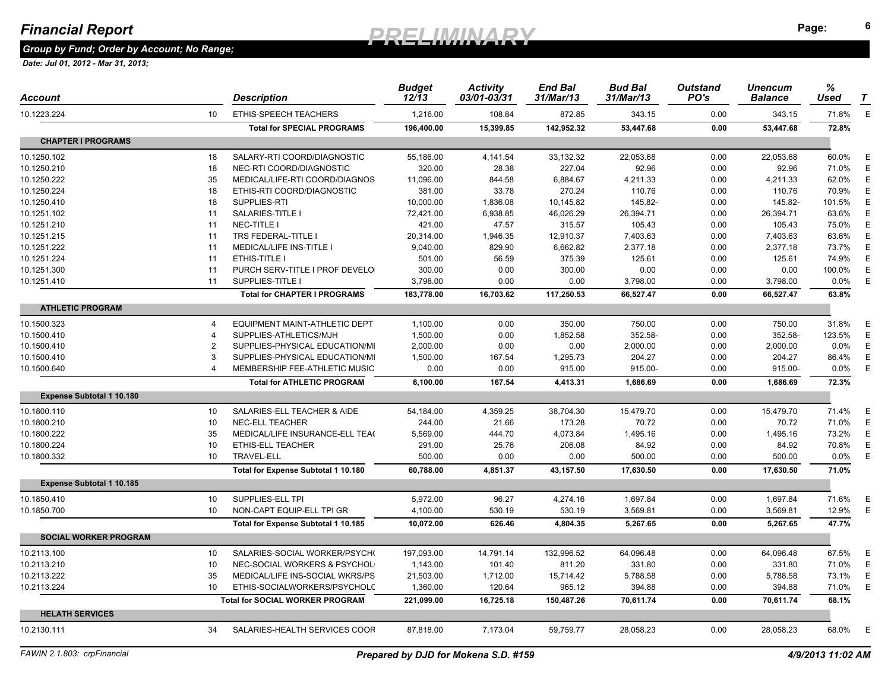# Financial Report

**PRELIMINARY**

*Group by Fund; Order by Account; No Range;*

*Date: Jul 01, 2012 - Mar 31, 2013;*

| Account | | Description | Budget 12/13 | Activity 03/01-03/31 | End Bal 31/Mar/13 | Bud Bal 31/Mar/13 | Outstand PO's | Unencum Balance | % Used | T |
|---|---|---|---|---|---|---|---|---|---|---|
| 10.1223.224 | 10 | ETHIS-SPEECH TEACHERS | 1,216.00 | 108.84 | 872.85 | 343.15 | 0.00 | 343.15 | 71.8% | E |
| | | **Total for SPECIAL PROGRAMS** | **196,400.00** | **15,399.85** | **142,952.32** | **53,447.68** | **0.00** | **53,447.68** | **72.8%** | |
| **CHAPTER I PROGRAMS** | | | | | | | | | | |
| 10.1250.102 | 18 | SALARY-RTI COORD/DIAGNOSTIC | 55,186.00 | 4,141.54 | 33,132.32 | 22,053.68 | 0.00 | 22,053.68 | 60.0% | E |
| 10.1250.210 | 18 | NEC-RTI COORD/DIAGNOSTIC | 320.00 | 28.38 | 227.04 | 92.96 | 0.00 | 92.96 | 71.0% | E |
| 10.1250.222 | 35 | MEDICAL/LIFE-RTI COORD/DIAGNOS | 11,096.00 | 844.58 | 6,884.67 | 4,211.33 | 0.00 | 4,211.33 | 62.0% | E |
| 10.1250.224 | 18 | ETHIS-RTI COORD/DIAGNOSTIC | 381.00 | 33.78 | 270.24 | 110.76 | 0.00 | 110.76 | 70.9% | E |
| 10.1250.410 | 18 | SUPPLIES-RTI | 10,000.00 | 1,836.08 | 10,145.82 | 145.82- | 0.00 | 145.82- | 101.5% | E |
| 10.1251.102 | 11 | SALARIES-TITLE I | 72,421.00 | 6,938.85 | 46,026.29 | 26,394.71 | 0.00 | 26,394.71 | 63.6% | E |
| 10.1251.210 | 11 | NEC-TITLE I | 421.00 | 47.57 | 315.57 | 105.43 | 0.00 | 105.43 | 75.0% | E |
| 10.1251.215 | 11 | TRS FEDERAL-TITLE I | 20,314.00 | 1,946.35 | 12,910.37 | 7,403.63 | 0.00 | 7,403.63 | 63.6% | E |
| 10.1251.222 | 11 | MEDICAL/LIFE INS-TITLE I | 9,040.00 | 829.90 | 6,662.82 | 2,377.18 | 0.00 | 2,377.18 | 73.7% | E |
| 10.1251.224 | 11 | ETHIS-TITLE I | 501.00 | 56.59 | 375.39 | 125.61 | 0.00 | 125.61 | 74.9% | E |
| 10.1251.300 | 11 | PURCH SERV-TITLE I PROF DEVELO | 300.00 | 0.00 | 300.00 | 0.00 | 0.00 | 0.00 | 100.0% | E |
| 10.1251.410 | 11 | SUPPLIES-TITLE I | 3,798.00 | 0.00 | 0.00 | 3,798.00 | 0.00 | 3,798.00 | 0.0% | E |
| | | **Total for CHAPTER I PROGRAMS** | **183,778.00** | **16,703.62** | **117,250.53** | **66,527.47** | **0.00** | **66,527.47** | **63.8%** | |
| **ATHLETIC PROGRAM** | | | | | | | | | | |
| 10.1500.323 | 4 | EQUIPMENT MAINT-ATHLETIC DEPT | 1,100.00 | 0.00 | 350.00 | 750.00 | 0.00 | 750.00 | 31.8% | E |
| 10.1500.410 | 4 | SUPPLIES-ATHLETICS/MJH | 1,500.00 | 0.00 | 1,852.58 | 352.58- | 0.00 | 352.58- | 123.5% | E |
| 10.1500.410 | 2 | SUPPLIES-PHYSICAL EDUCATION/MI | 2,000.00 | 0.00 | 0.00 | 2,000.00 | 0.00 | 2,000.00 | 0.0% | E |
| 10.1500.410 | 3 | SUPPLIES-PHYSICAL EDUCATION/MI | 1,500.00 | 167.54 | 1,295.73 | 204.27 | 0.00 | 204.27 | 86.4% | E |
| 10.1500.640 | 4 | MEMBERSHIP FEE-ATHLETIC MUSIC | 0.00 | 0.00 | 915.00 | 915.00- | 0.00 | 915.00- | 0.0% | E |
| | | **Total for ATHLETIC PROGRAM** | **6,100.00** | **167.54** | **4,413.31** | **1,686.69** | **0.00** | **1,686.69** | **72.3%** | |
| **Expense Subtotal 1 10.180** | | | | | | | | | | |
| 10.1800.110 | 10 | SALARIES-ELL TEACHER & AIDE | 54,184.00 | 4,359.25 | 38,704.30 | 15,479.70 | 0.00 | 15,479.70 | 71.4% | E |
| 10.1800.210 | 10 | NEC-ELL TEACHER | 244.00 | 21.66 | 173.28 | 70.72 | 0.00 | 70.72 | 71.0% | E |
| 10.1800.222 | 35 | MEDICAL/LIFE INSURANCE-ELL TEA( | 5,569.00 | 444.70 | 4,073.84 | 1,495.16 | 0.00 | 1,495.16 | 73.2% | E |
| 10.1800.224 | 10 | ETHIS-ELL TEACHER | 291.00 | 25.76 | 206.08 | 84.92 | 0.00 | 84.92 | 70.8% | E |
| 10.1800.332 | 10 | TRAVEL-ELL | 500.00 | 0.00 | 0.00 | 500.00 | 0.00 | 500.00 | 0.0% | E |
| | | **Total for Expense Subtotal 1 10.180** | **60,788.00** | **4,851.37** | **43,157.50** | **17,630.50** | **0.00** | **17,630.50** | **71.0%** | |
| **Expense Subtotal 1 10.185** | | | | | | | | | | |
| 10.1850.410 | 10 | SUPPLIES-ELL TPI | 5,972.00 | 96.27 | 4,274.16 | 1,697.84 | 0.00 | 1,697.84 | 71.6% | E |
| 10.1850.700 | 10 | NON-CAPT EQUIP-ELL TPI GR | 4,100.00 | 530.19 | 530.19 | 3,569.81 | 0.00 | 3,569.81 | 12.9% | E |
| | | **Total for Expense Subtotal 1 10.185** | **10,072.00** | **626.46** | **4,804.35** | **5,267.65** | **0.00** | **5,267.65** | **47.7%** | |
| **SOCIAL WORKER PROGRAM** | | | | | | | | | | |
| 10.2113.100 | 10 | SALARIES-SOCIAL WORKER/PSYCH( | 197,093.00 | 14,791.14 | 132,996.52 | 64,096.48 | 0.00 | 64,096.48 | 67.5% | E |
| 10.2113.210 | 10 | NEC-SOCIAL WORKERS & PSYCHOL | 1,143.00 | 101.40 | 811.20 | 331.80 | 0.00 | 331.80 | 71.0% | E |
| 10.2113.222 | 35 | MEDICAL/LIFE INS-SOCIAL WKRS/PS | 21,503.00 | 1,712.00 | 15,714.42 | 5,788.58 | 0.00 | 5,788.58 | 73.1% | E |
| 10.2113.224 | 10 | ETHIS-SOCIALWORKERS/PSYCHOLC | 1,360.00 | 120.64 | 965.12 | 394.88 | 0.00 | 394.88 | 71.0% | E |
| | | **Total for SOCIAL WORKER PROGRAM** | **221,099.00** | **16,725.18** | **150,487.26** | **70,611.74** | **0.00** | **70,611.74** | **68.1%** | |
| **HELATH SERVICES** | | | | | | | | | | |
| 10.2130.111 | 34 | SALARIES-HEALTH SERVICES COOR | 87,818.00 | 7,173.04 | 59,759.77 | 28,058.23 | 0.00 | 28,058.23 | 68.0% | E |

FAWIN 2.1.803: crpFinancial — *Prepared by DJD for Mokena S.D. #159* — *4/9/2013 11:02 AM*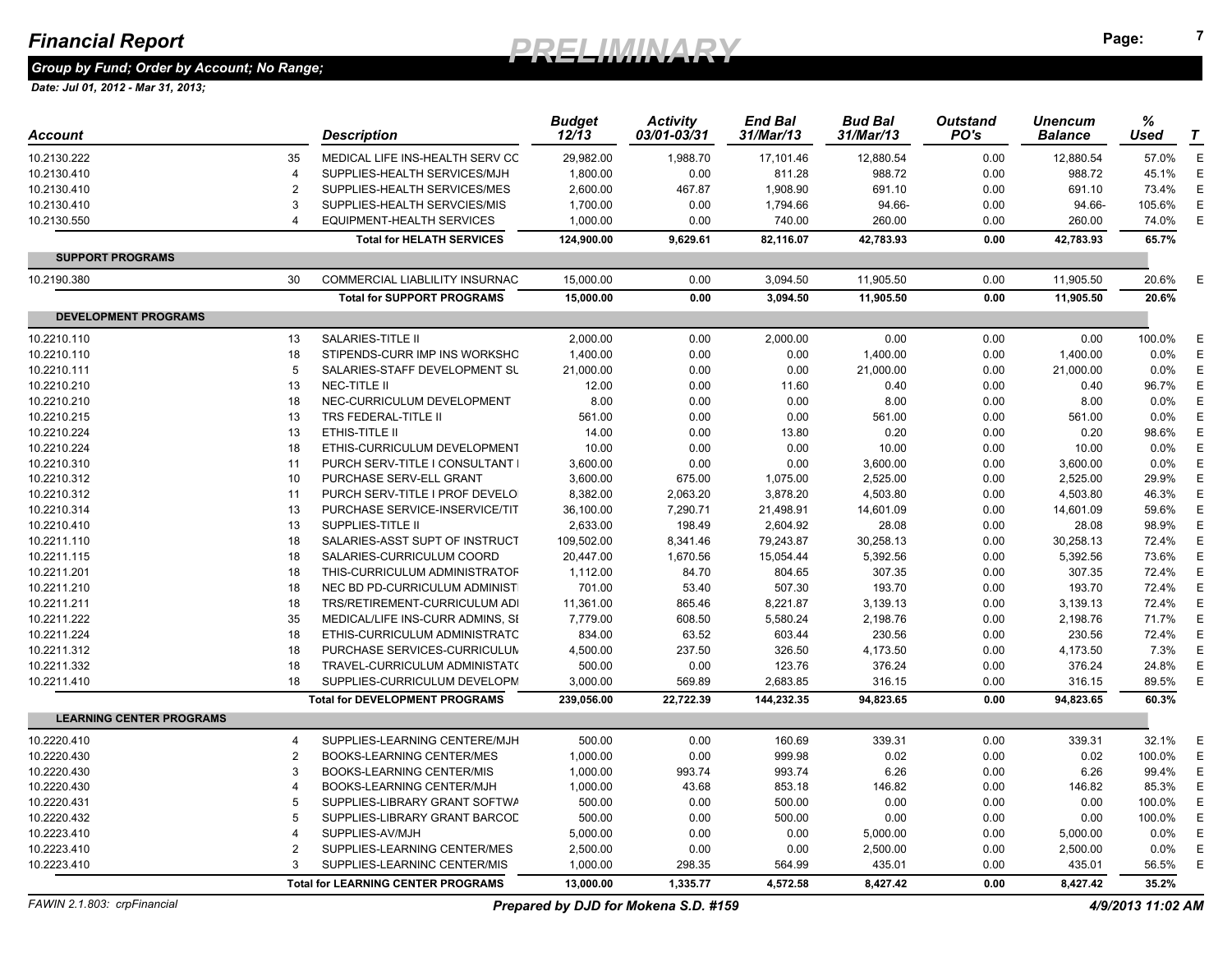# Financial Report

**PRELIMINARY**

*Group by Fund; Order by Account; No Range;*

*Date: Jul 01, 2012 - Mar 31, 2013;*

| Account | | Description | Budget 12/13 | Activity 03/01-03/31 | End Bal 31/Mar/13 | Bud Bal 31/Mar/13 | Outstand PO's | Unencum Balance | % Used | T |
|---|---|---|---|---|---|---|---|---|---|---|
| 10.2130.222 | 35 | MEDICAL LIFE INS-HEALTH SERV CC | 29,982.00 | 1,988.70 | 17,101.46 | 12,880.54 | 0.00 | 12,880.54 | 57.0% | E |
| 10.2130.410 | 4 | SUPPLIES-HEALTH SERVICES/MJH | 1,800.00 | 0.00 | 811.28 | 988.72 | 0.00 | 988.72 | 45.1% | E |
| 10.2130.410 | 2 | SUPPLIES-HEALTH SERVICES/MES | 2,600.00 | 467.87 | 1,908.90 | 691.10 | 0.00 | 691.10 | 73.4% | E |
| 10.2130.410 | 3 | SUPPLIES-HEALTH SERVCIES/MIS | 1,700.00 | 0.00 | 1,794.66 | 94.66- | 0.00 | 94.66- | 105.6% | E |
| 10.2130.550 | 4 | EQUIPMENT-HEALTH SERVICES | 1,000.00 | 0.00 | 740.00 | 260.00 | 0.00 | 260.00 | 74.0% | E |
| | | **Total for HELATH SERVICES** | **124,900.00** | **9,629.61** | **82,116.07** | **42,783.93** | **0.00** | **42,783.93** | **65.7%** | |
| **SUPPORT PROGRAMS** | | | | | | | | | | |
| 10.2190.380 | 30 | COMMERCIAL LIABLILITY INSURNAC | 15,000.00 | 0.00 | 3,094.50 | 11,905.50 | 0.00 | 11,905.50 | 20.6% | E |
| | | **Total for SUPPORT PROGRAMS** | **15,000.00** | **0.00** | **3,094.50** | **11,905.50** | **0.00** | **11,905.50** | **20.6%** | |
| **DEVELOPMENT PROGRAMS** | | | | | | | | | | |
| 10.2210.110 | 13 | SALARIES-TITLE II | 2,000.00 | 0.00 | 2,000.00 | 0.00 | 0.00 | 0.00 | 100.0% | E |
| 10.2210.110 | 18 | STIPENDS-CURR IMP INS WORKSHO | 1,400.00 | 0.00 | 0.00 | 1,400.00 | 0.00 | 1,400.00 | 0.0% | E |
| 10.2210.111 | 5 | SALARIES-STAFF DEVELOPMENT SU | 21,000.00 | 0.00 | 0.00 | 21,000.00 | 0.00 | 21,000.00 | 0.0% | E |
| 10.2210.210 | 13 | NEC-TITLE II | 12.00 | 0.00 | 11.60 | 0.40 | 0.00 | 0.40 | 96.7% | E |
| 10.2210.210 | 18 | NEC-CURRICULUM DEVELOPMENT | 8.00 | 0.00 | 0.00 | 8.00 | 0.00 | 8.00 | 0.0% | E |
| 10.2210.215 | 13 | TRS FEDERAL-TITLE II | 561.00 | 0.00 | 0.00 | 561.00 | 0.00 | 561.00 | 0.0% | E |
| 10.2210.224 | 13 | ETHIS-TITLE II | 14.00 | 0.00 | 13.80 | 0.20 | 0.00 | 0.20 | 98.6% | E |
| 10.2210.224 | 18 | ETHIS-CURRICULUM DEVELOPMENT | 10.00 | 0.00 | 0.00 | 10.00 | 0.00 | 10.00 | 0.0% | E |
| 10.2210.310 | 11 | PURCH SERV-TITLE I CONSULTANT | 3,600.00 | 0.00 | 0.00 | 3,600.00 | 0.00 | 3,600.00 | 0.0% | E |
| 10.2210.312 | 10 | PURCHASE SERV-ELL GRANT | 3,600.00 | 675.00 | 1,075.00 | 2,525.00 | 0.00 | 2,525.00 | 29.9% | E |
| 10.2210.312 | 11 | PURCH SERV-TITLE I PROF DEVELO | 8,382.00 | 2,063.20 | 3,878.20 | 4,503.80 | 0.00 | 4,503.80 | 46.3% | E |
| 10.2210.314 | 13 | PURCHASE SERVICE-INSERVICE/TIT | 36,100.00 | 7,290.71 | 21,498.91 | 14,601.09 | 0.00 | 14,601.09 | 59.6% | E |
| 10.2210.410 | 13 | SUPPLIES-TITLE II | 2,633.00 | 198.49 | 2,604.92 | 28.08 | 0.00 | 28.08 | 98.9% | E |
| 10.2211.110 | 18 | SALARIES-ASST SUPT OF INSTRUCT | 109,502.00 | 8,341.46 | 79,243.87 | 30,258.13 | 0.00 | 30,258.13 | 72.4% | E |
| 10.2211.115 | 18 | SALARIES-CURRICULUM COORD | 20,447.00 | 1,670.56 | 15,054.44 | 5,392.56 | 0.00 | 5,392.56 | 73.6% | E |
| 10.2211.201 | 18 | THIS-CURRICULUM ADMINISTRATOF | 1,112.00 | 84.70 | 804.65 | 307.35 | 0.00 | 307.35 | 72.4% | E |
| 10.2211.210 | 18 | NEC BD PD-CURRICULUM ADMINIST | 701.00 | 53.40 | 507.30 | 193.70 | 0.00 | 193.70 | 72.4% | E |
| 10.2211.211 | 18 | TRS/RETIREMENT-CURRICULUM ADI | 11,361.00 | 865.46 | 8,221.87 | 3,139.13 | 0.00 | 3,139.13 | 72.4% | E |
| 10.2211.222 | 35 | MEDICAL/LIFE INS-CURR ADMINS, SI | 7,779.00 | 608.50 | 5,580.24 | 2,198.76 | 0.00 | 2,198.76 | 71.7% | E |
| 10.2211.224 | 18 | ETHIS-CURRICULUM ADMINISTRATC | 834.00 | 63.52 | 603.44 | 230.56 | 0.00 | 230.56 | 72.4% | E |
| 10.2211.312 | 18 | PURCHASE SERVICES-CURRICULUM | 4,500.00 | 237.50 | 326.50 | 4,173.50 | 0.00 | 4,173.50 | 7.3% | E |
| 10.2211.332 | 18 | TRAVEL-CURRICULUM ADMINISTATC | 500.00 | 0.00 | 123.76 | 376.24 | 0.00 | 376.24 | 24.8% | E |
| 10.2211.410 | 18 | SUPPLIES-CURRICULUM DEVELOPM | 3,000.00 | 569.89 | 2,683.85 | 316.15 | 0.00 | 316.15 | 89.5% | E |
| | | **Total for DEVELOPMENT PROGRAMS** | **239,056.00** | **22,722.39** | **144,232.35** | **94,823.65** | **0.00** | **94,823.65** | **60.3%** | |
| **LEARNING CENTER PROGRAMS** | | | | | | | | | | |
| 10.2220.410 | 4 | SUPPLIES-LEARNING CENTERE/MJH | 500.00 | 0.00 | 160.69 | 339.31 | 0.00 | 339.31 | 32.1% | E |
| 10.2220.430 | 2 | BOOKS-LEARNING CENTER/MES | 1,000.00 | 0.00 | 999.98 | 0.02 | 0.00 | 0.02 | 100.0% | E |
| 10.2220.430 | 3 | BOOKS-LEARNING CENTER/MIS | 1,000.00 | 993.74 | 993.74 | 6.26 | 0.00 | 6.26 | 99.4% | E |
| 10.2220.430 | 4 | BOOKS-LEARNING CENTER/MJH | 1,000.00 | 43.68 | 853.18 | 146.82 | 0.00 | 146.82 | 85.3% | E |
| 10.2220.431 | 5 | SUPPLIES-LIBRARY GRANT SOFTWA | 500.00 | 0.00 | 500.00 | 0.00 | 0.00 | 0.00 | 100.0% | E |
| 10.2220.432 | 5 | SUPPLIES-LIBRARY GRANT BARCOD | 500.00 | 0.00 | 500.00 | 0.00 | 0.00 | 0.00 | 100.0% | E |
| 10.2223.410 | 4 | SUPPLIES-AV/MJH | 5,000.00 | 0.00 | 0.00 | 5,000.00 | 0.00 | 5,000.00 | 0.0% | E |
| 10.2223.410 | 2 | SUPPLIES-LEARNING CENTER/MES | 2,500.00 | 0.00 | 0.00 | 2,500.00 | 0.00 | 2,500.00 | 0.0% | E |
| 10.2223.410 | 3 | SUPPLIES-LEARNINC CENTER/MIS | 1,000.00 | 298.35 | 564.99 | 435.01 | 0.00 | 435.01 | 56.5% | E |
| | | **Total for LEARNING CENTER PROGRAMS** | **13,000.00** | **1,335.77** | **4,572.58** | **8,427.42** | **0.00** | **8,427.42** | **35.2%** | |

FAWIN 2.1.803: crpFinancial — *Prepared by DJD for Mokena S.D. #159* — *4/9/2013 11:02 AM*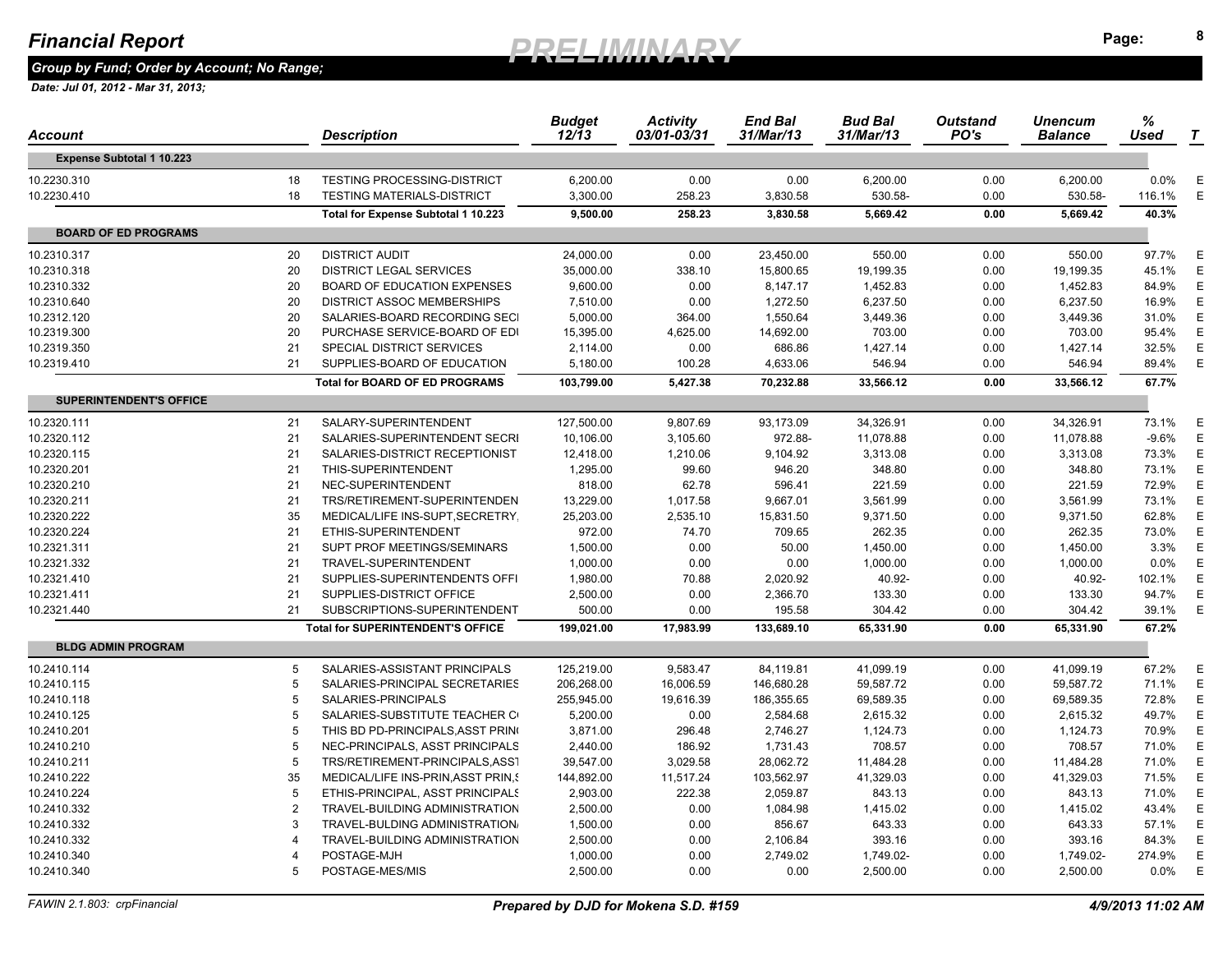# Financial Report

*PRELIMINARY*

*Group by Fund; Order by Account; No Range;*

*Date: Jul 01, 2012 - Mar 31, 2013;*

| Account | | Description | Budget 12/13 | Activity 03/01-03/31 | End Bal 31/Mar/13 | Bud Bal 31/Mar/13 | Outstand PO's | Unencum Balance | % Used | T |
|---|---|---|---|---|---|---|---|---|---|---|
| **Expense Subtotal 1 10.223** | | | | | | | | | | |
| 10.2230.310 | 18 | TESTING PROCESSING-DISTRICT | 6,200.00 | 0.00 | 0.00 | 6,200.00 | 0.00 | 6,200.00 | 0.0% | E |
| 10.2230.410 | 18 | TESTING MATERIALS-DISTRICT | 3,300.00 | 258.23 | 3,830.58 | 530.58- | 0.00 | 530.58- | 116.1% | E |
| | | **Total for Expense Subtotal 1 10.223** | **9,500.00** | **258.23** | **3,830.58** | **5,669.42** | **0.00** | **5,669.42** | **40.3%** | |
| **BOARD OF ED PROGRAMS** | | | | | | | | | | |
| 10.2310.317 | 20 | DISTRICT AUDIT | 24,000.00 | 0.00 | 23,450.00 | 550.00 | 0.00 | 550.00 | 97.7% | E |
| 10.2310.318 | 20 | DISTRICT LEGAL SERVICES | 35,000.00 | 338.10 | 15,800.65 | 19,199.35 | 0.00 | 19,199.35 | 45.1% | E |
| 10.2310.332 | 20 | BOARD OF EDUCATION EXPENSES | 9,600.00 | 0.00 | 8,147.17 | 1,452.83 | 0.00 | 1,452.83 | 84.9% | E |
| 10.2310.640 | 20 | DISTRICT ASSOC MEMBERSHIPS | 7,510.00 | 0.00 | 1,272.50 | 6,237.50 | 0.00 | 6,237.50 | 16.9% | E |
| 10.2312.120 | 20 | SALARIES-BOARD RECORDING SECI | 5,000.00 | 364.00 | 1,550.64 | 3,449.36 | 0.00 | 3,449.36 | 31.0% | E |
| 10.2319.300 | 20 | PURCHASE SERVICE-BOARD OF EDI | 15,395.00 | 4,625.00 | 14,692.00 | 703.00 | 0.00 | 703.00 | 95.4% | E |
| 10.2319.350 | 21 | SPECIAL DISTRICT SERVICES | 2,114.00 | 0.00 | 686.86 | 1,427.14 | 0.00 | 1,427.14 | 32.5% | E |
| 10.2319.410 | 21 | SUPPLIES-BOARD OF EDUCATION | 5,180.00 | 100.28 | 4,633.06 | 546.94 | 0.00 | 546.94 | 89.4% | E |
| | | **Total for BOARD OF ED PROGRAMS** | **103,799.00** | **5,427.38** | **70,232.88** | **33,566.12** | **0.00** | **33,566.12** | **67.7%** | |
| **SUPERINTENDENT'S OFFICE** | | | | | | | | | | |
| 10.2320.111 | 21 | SALARY-SUPERINTENDENT | 127,500.00 | 9,807.69 | 93,173.09 | 34,326.91 | 0.00 | 34,326.91 | 73.1% | E |
| 10.2320.112 | 21 | SALARIES-SUPERINTENDENT SECRI | 10,106.00 | 3,105.60 | 972.88- | 11,078.88 | 0.00 | 11,078.88 | -9.6% | E |
| 10.2320.115 | 21 | SALARIES-DISTRICT RECEPTIONIST | 12,418.00 | 1,210.06 | 9,104.92 | 3,313.08 | 0.00 | 3,313.08 | 73.3% | E |
| 10.2320.201 | 21 | THIS-SUPERINTENDENT | 1,295.00 | 99.60 | 946.20 | 348.80 | 0.00 | 348.80 | 73.1% | E |
| 10.2320.210 | 21 | NEC-SUPERINTENDENT | 818.00 | 62.78 | 596.41 | 221.59 | 0.00 | 221.59 | 72.9% | E |
| 10.2320.211 | 21 | TRS/RETIREMENT-SUPERINTENDEN | 13,229.00 | 1,017.58 | 9,667.01 | 3,561.99 | 0.00 | 3,561.99 | 73.1% | E |
| 10.2320.222 | 35 | MEDICAL/LIFE INS-SUPT,SECRETRY, | 25,203.00 | 2,535.10 | 15,831.50 | 9,371.50 | 0.00 | 9,371.50 | 62.8% | E |
| 10.2320.224 | 21 | ETHIS-SUPERINTENDENT | 972.00 | 74.70 | 709.65 | 262.35 | 0.00 | 262.35 | 73.0% | E |
| 10.2321.311 | 21 | SUPT PROF MEETINGS/SEMINARS | 1,500.00 | 0.00 | 50.00 | 1,450.00 | 0.00 | 1,450.00 | 3.3% | E |
| 10.2321.332 | 21 | TRAVEL-SUPERINTENDENT | 1,000.00 | 0.00 | 0.00 | 1,000.00 | 0.00 | 1,000.00 | 0.0% | E |
| 10.2321.410 | 21 | SUPPLIES-SUPERINTENDENTS OFFI | 1,980.00 | 70.88 | 2,020.92 | 40.92- | 0.00 | 40.92- | 102.1% | E |
| 10.2321.411 | 21 | SUPPLIES-DISTRICT OFFICE | 2,500.00 | 0.00 | 2,366.70 | 133.30 | 0.00 | 133.30 | 94.7% | E |
| 10.2321.440 | 21 | SUBSCRIPTIONS-SUPERINTENDENT | 500.00 | 0.00 | 195.58 | 304.42 | 0.00 | 304.42 | 39.1% | E |
| | | **Total for SUPERINTENDENT'S OFFICE** | **199,021.00** | **17,983.99** | **133,689.10** | **65,331.90** | **0.00** | **65,331.90** | **67.2%** | |
| **BLDG ADMIN PROGRAM** | | | | | | | | | | |
| 10.2410.114 | 5 | SALARIES-ASSISTANT PRINCIPALS | 125,219.00 | 9,583.47 | 84,119.81 | 41,099.19 | 0.00 | 41,099.19 | 67.2% | E |
| 10.2410.115 | 5 | SALARIES-PRINCIPAL SECRETARIES | 206,268.00 | 16,006.59 | 146,680.28 | 59,587.72 | 0.00 | 59,587.72 | 71.1% | E |
| 10.2410.118 | 5 | SALARIES-PRINCIPALS | 255,945.00 | 19,616.39 | 186,355.65 | 69,589.35 | 0.00 | 69,589.35 | 72.8% | E |
| 10.2410.125 | 5 | SALARIES-SUBSTITUTE TEACHER C | 5,200.00 | 0.00 | 2,584.68 | 2,615.32 | 0.00 | 2,615.32 | 49.7% | E |
| 10.2410.201 | 5 | THIS BD PD-PRINCIPALS,ASST PRIN | 3,871.00 | 296.48 | 2,746.27 | 1,124.73 | 0.00 | 1,124.73 | 70.9% | E |
| 10.2410.210 | 5 | NEC-PRINCIPALS, ASST PRINCIPALS | 2,440.00 | 186.92 | 1,731.43 | 708.57 | 0.00 | 708.57 | 71.0% | E |
| 10.2410.211 | 5 | TRS/RETIREMENT-PRINCIPALS,ASST | 39,547.00 | 3,029.58 | 28,062.72 | 11,484.28 | 0.00 | 11,484.28 | 71.0% | E |
| 10.2410.222 | 35 | MEDICAL/LIFE INS-PRIN,ASST PRIN,S | 144,892.00 | 11,517.24 | 103,562.97 | 41,329.03 | 0.00 | 41,329.03 | 71.5% | E |
| 10.2410.224 | 5 | ETHIS-PRINCIPAL, ASST PRINCIPALS | 2,903.00 | 222.38 | 2,059.87 | 843.13 | 0.00 | 843.13 | 71.0% | E |
| 10.2410.332 | 2 | TRAVEL-BUILDING ADMINISTRATION | 2,500.00 | 0.00 | 1,084.98 | 1,415.02 | 0.00 | 1,415.02 | 43.4% | E |
| 10.2410.332 | 3 | TRAVEL-BUILDING ADMINISTRATION | 1,500.00 | 0.00 | 856.67 | 643.33 | 0.00 | 643.33 | 57.1% | E |
| 10.2410.332 | 4 | TRAVEL-BUILDING ADMINISTRATION | 2,500.00 | 0.00 | 2,106.84 | 393.16 | 0.00 | 393.16 | 84.3% | E |
| 10.2410.340 | 4 | POSTAGE-MJH | 1,000.00 | 0.00 | 2,749.02 | 1,749.02- | 0.00 | 1,749.02- | 274.9% | E |
| 10.2410.340 | 5 | POSTAGE-MES/MIS | 2,500.00 | 0.00 | 0.00 | 2,500.00 | 0.00 | 2,500.00 | 0.0% | E |

FAWIN 2.1.803: crpFinancial — *Prepared by DJD for Mokena S.D. #159* — 4/9/2013 11:02 AM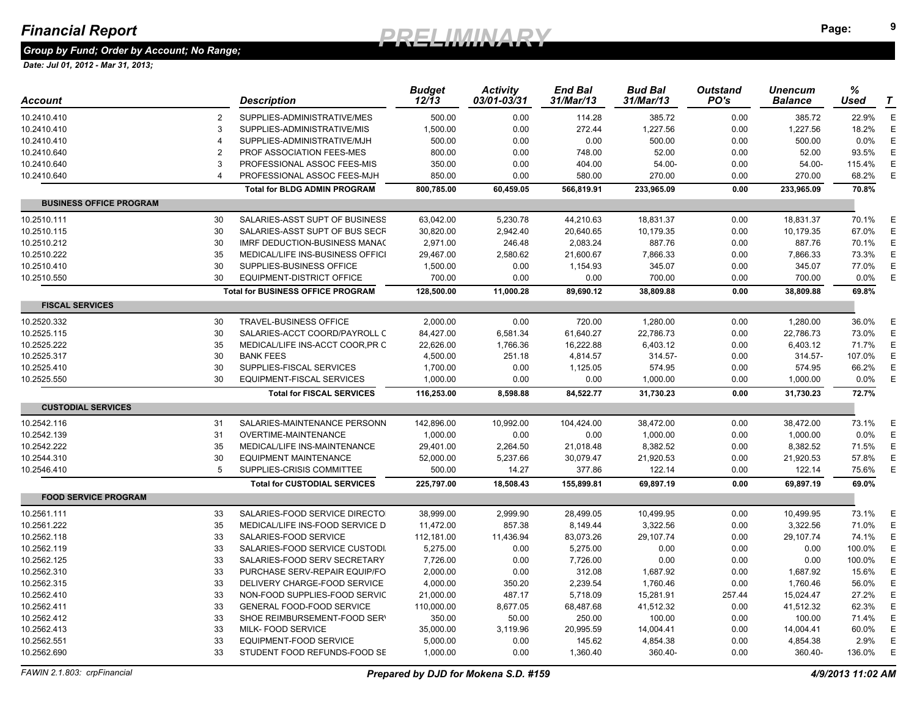# Financial Report

**PRELIMINARY**

*Group by Fund; Order by Account; No Range;*

*Date: Jul 01, 2012 - Mar 31, 2013;*

| Account | | Description | Budget 12/13 | Activity 03/01-03/31 | End Bal 31/Mar/13 | Bud Bal 31/Mar/13 | Outstand PO's | Unencum Balance | % Used | T |
|---|---|---|---|---|---|---|---|---|---|---|
| 10.2410.410 | 2 | SUPPLIES-ADMINISTRATIVE/MES | 500.00 | 0.00 | 114.28 | 385.72 | 0.00 | 385.72 | 22.9% | E |
| 10.2410.410 | 3 | SUPPLIES-ADMINISTRATIVE/MIS | 1,500.00 | 0.00 | 272.44 | 1,227.56 | 0.00 | 1,227.56 | 18.2% | E |
| 10.2410.410 | 4 | SUPPLIES-ADMINISTRATIVE/MJH | 500.00 | 0.00 | 0.00 | 500.00 | 0.00 | 500.00 | 0.0% | E |
| 10.2410.640 | 2 | PROF ASSOCIATION FEES-MES | 800.00 | 0.00 | 748.00 | 52.00 | 0.00 | 52.00 | 93.5% | E |
| 10.2410.640 | 3 | PROFESSIONAL ASSOC FEES-MIS | 350.00 | 0.00 | 404.00 | 54.00- | 0.00 | 54.00- | 115.4% | E |
| 10.2410.640 | 4 | PROFESSIONAL ASSOC FEES-MJH | 850.00 | 0.00 | 580.00 | 270.00 | 0.00 | 270.00 | 68.2% | E |
| | | **Total for BLDG ADMIN PROGRAM** | **800,785.00** | **60,459.05** | **566,819.91** | **233,965.09** | **0.00** | **233,965.09** | **70.8%** | |
| **BUSINESS OFFICE PROGRAM** | | | | | | | | | | |
| 10.2510.111 | 30 | SALARIES-ASST SUPT OF BUSINESS | 63,042.00 | 5,230.78 | 44,210.63 | 18,831.37 | 0.00 | 18,831.37 | 70.1% | E |
| 10.2510.115 | 30 | SALARIES-ASST SUPT OF BUS SECR | 30,820.00 | 2,942.40 | 20,640.65 | 10,179.35 | 0.00 | 10,179.35 | 67.0% | E |
| 10.2510.212 | 30 | IMRF DEDUCTION-BUSINESS MANAC | 2,971.00 | 246.48 | 2,083.24 | 887.76 | 0.00 | 887.76 | 70.1% | E |
| 10.2510.222 | 35 | MEDICAL/LIFE INS-BUSINESS OFFICI | 29,467.00 | 2,580.62 | 21,600.67 | 7,866.33 | 0.00 | 7,866.33 | 73.3% | E |
| 10.2510.410 | 30 | SUPPLIES-BUSINESS OFFICE | 1,500.00 | 0.00 | 1,154.93 | 345.07 | 0.00 | 345.07 | 77.0% | E |
| 10.2510.550 | 30 | EQUIPMENT-DISTRICT OFFICE | 700.00 | 0.00 | 0.00 | 700.00 | 0.00 | 700.00 | 0.0% | E |
| | | **Total for BUSINESS OFFICE PROGRAM** | **128,500.00** | **11,000.28** | **89,690.12** | **38,809.88** | **0.00** | **38,809.88** | **69.8%** | |
| **FISCAL SERVICES** | | | | | | | | | | |
| 10.2520.332 | 30 | TRAVEL-BUSINESS OFFICE | 2,000.00 | 0.00 | 720.00 | 1,280.00 | 0.00 | 1,280.00 | 36.0% | E |
| 10.2525.115 | 30 | SALARIES-ACCT COORD/PAYROLL C | 84,427.00 | 6,581.34 | 61,640.27 | 22,786.73 | 0.00 | 22,786.73 | 73.0% | E |
| 10.2525.222 | 35 | MEDICAL/LIFE INS-ACCT COOR,PR C | 22,626.00 | 1,766.36 | 16,222.88 | 6,403.12 | 0.00 | 6,403.12 | 71.7% | E |
| 10.2525.317 | 30 | BANK FEES | 4,500.00 | 251.18 | 4,814.57 | 314.57- | 0.00 | 314.57- | 107.0% | E |
| 10.2525.410 | 30 | SUPPLIES-FISCAL SERVICES | 1,700.00 | 0.00 | 1,125.05 | 574.95 | 0.00 | 574.95 | 66.2% | E |
| 10.2525.550 | 30 | EQUIPMENT-FISCAL SERVICES | 1,000.00 | 0.00 | 0.00 | 1,000.00 | 0.00 | 1,000.00 | 0.0% | E |
| | | **Total for FISCAL SERVICES** | **116,253.00** | **8,598.88** | **84,522.77** | **31,730.23** | **0.00** | **31,730.23** | **72.7%** | |
| **CUSTODIAL SERVICES** | | | | | | | | | | |
| 10.2542.116 | 31 | SALARIES-MAINTENANCE PERSONN | 142,896.00 | 10,992.00 | 104,424.00 | 38,472.00 | 0.00 | 38,472.00 | 73.1% | E |
| 10.2542.139 | 31 | OVERTIME-MAINTENANCE | 1,000.00 | 0.00 | 0.00 | 1,000.00 | 0.00 | 1,000.00 | 0.0% | E |
| 10.2542.222 | 35 | MEDICAL/LIFE INS-MAINTENANCE | 29,401.00 | 2,264.50 | 21,018.48 | 8,382.52 | 0.00 | 8,382.52 | 71.5% | E |
| 10.2544.310 | 30 | EQUIPMENT MAINTENANCE | 52,000.00 | 5,237.66 | 30,079.47 | 21,920.53 | 0.00 | 21,920.53 | 57.8% | E |
| 10.2546.410 | 5 | SUPPLIES-CRISIS COMMITTEE | 500.00 | 14.27 | 377.86 | 122.14 | 0.00 | 122.14 | 75.6% | E |
| | | **Total for CUSTODIAL SERVICES** | **225,797.00** | **18,508.43** | **155,899.81** | **69,897.19** | **0.00** | **69,897.19** | **69.0%** | |
| **FOOD SERVICE PROGRAM** | | | | | | | | | | |
| 10.2561.111 | 33 | SALARIES-FOOD SERVICE DIRECTO | 38,999.00 | 2,999.90 | 28,499.05 | 10,499.95 | 0.00 | 10,499.95 | 73.1% | E |
| 10.2561.222 | 35 | MEDICAL/LIFE INS-FOOD SERVICE D | 11,472.00 | 857.38 | 8,149.44 | 3,322.56 | 0.00 | 3,322.56 | 71.0% | E |
| 10.2562.118 | 33 | SALARIES-FOOD SERVICE | 112,181.00 | 11,436.94 | 83,073.26 | 29,107.74 | 0.00 | 29,107.74 | 74.1% | E |
| 10.2562.119 | 33 | SALARIES-FOOD SERVICE CUSTODI | 5,275.00 | 0.00 | 5,275.00 | 0.00 | 0.00 | 0.00 | 100.0% | E |
| 10.2562.125 | 33 | SALARIES-FOOD SERV SECRETARY | 7,726.00 | 0.00 | 7,726.00 | 0.00 | 0.00 | 0.00 | 100.0% | E |
| 10.2562.310 | 33 | PURCHASE SERV-REPAIR EQUIP/FO | 2,000.00 | 0.00 | 312.08 | 1,687.92 | 0.00 | 1,687.92 | 15.6% | E |
| 10.2562.315 | 33 | DELIVERY CHARGE-FOOD SERVICE | 4,000.00 | 350.20 | 2,239.54 | 1,760.46 | 0.00 | 1,760.46 | 56.0% | E |
| 10.2562.410 | 33 | NON-FOOD SUPPLIES-FOOD SERVIC | 21,000.00 | 487.17 | 5,718.09 | 15,281.91 | 257.44 | 15,024.47 | 27.2% | E |
| 10.2562.411 | 33 | GENERAL FOOD-FOOD SERVICE | 110,000.00 | 8,677.05 | 68,487.68 | 41,512.32 | 0.00 | 41,512.32 | 62.3% | E |
| 10.2562.412 | 33 | SHOE REIMBURSEMENT-FOOD SER' | 350.00 | 50.00 | 250.00 | 100.00 | 0.00 | 100.00 | 71.4% | E |
| 10.2562.413 | 33 | MILK- FOOD SERVICE | 35,000.00 | 3,119.96 | 20,995.59 | 14,004.41 | 0.00 | 14,004.41 | 60.0% | E |
| 10.2562.551 | 33 | EQUIPMENT-FOOD SERVICE | 5,000.00 | 0.00 | 145.62 | 4,854.38 | 0.00 | 4,854.38 | 2.9% | E |
| 10.2562.690 | 33 | STUDENT FOOD REFUNDS-FOOD SE | 1,000.00 | 0.00 | 1,360.40 | 360.40- | 0.00 | 360.40- | 136.0% | E |

FAWIN 2.1.803: crpFinancial — *Prepared by DJD for Mokena S.D. #159* — 4/9/2013 11:02 AM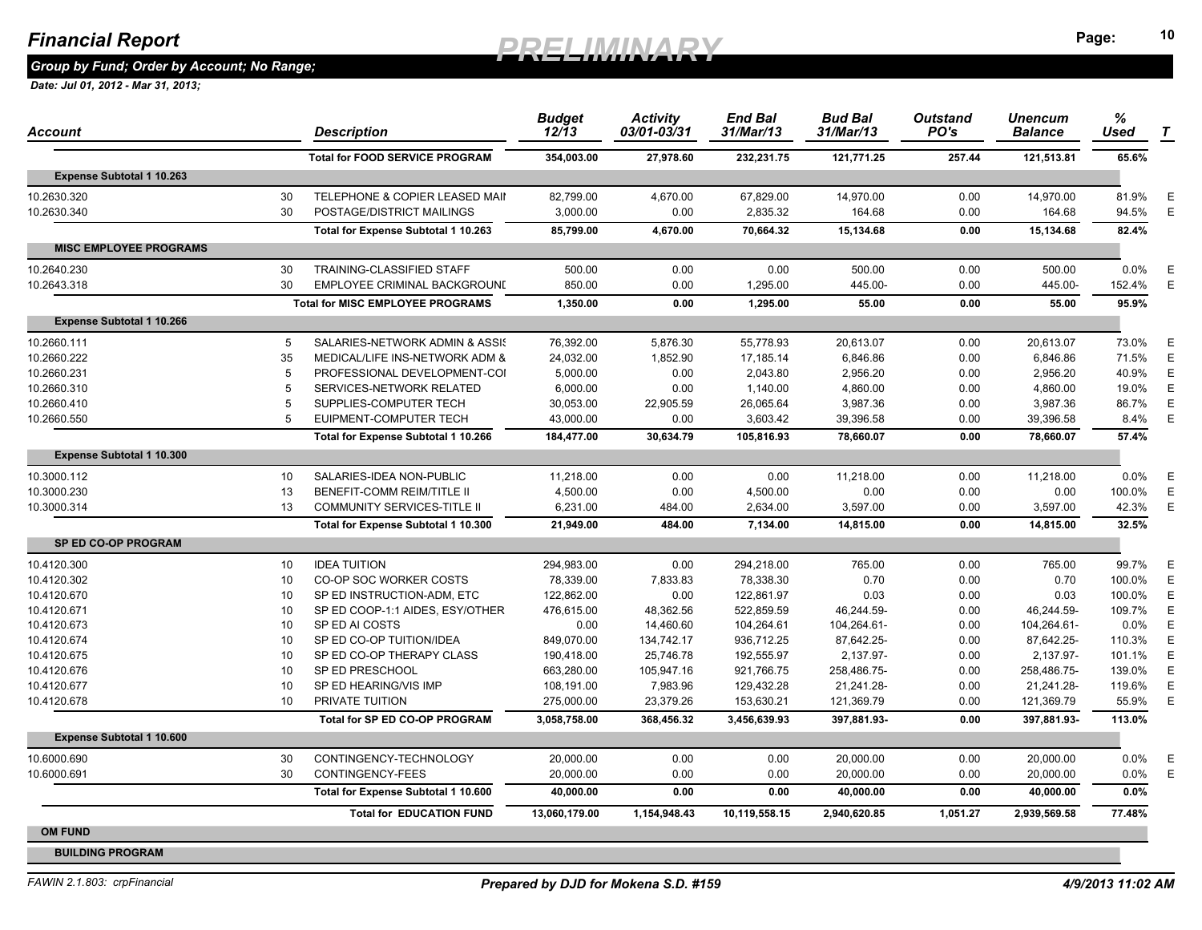# Financial Report

*PRELIMINARY*

**Group by Fund; Order by Account; No Range;**

*Date: Jul 01, 2012 - Mar 31, 2013;*

| Account | | Description | Budget 12/13 | Activity 03/01-03/31 | End Bal 31/Mar/13 | Bud Bal 31/Mar/13 | Outstand PO's | Unencum Balance | % Used | T |
|---|---|---|---|---|---|---|---|---|---|---|
| | | **Total for FOOD SERVICE PROGRAM** | **354,003.00** | **27,978.60** | **232,231.75** | **121,771.25** | **257.44** | **121,513.81** | **65.6%** | |
| **Expense Subtotal 1 10.263** | | | | | | | | | | |
| 10.2630.320 | 30 | TELEPHONE & COPIER LEASED MAII | 82,799.00 | 4,670.00 | 67,829.00 | 14,970.00 | 0.00 | 14,970.00 | 81.9% | E |
| 10.2630.340 | 30 | POSTAGE/DISTRICT MAILINGS | 3,000.00 | 0.00 | 2,835.32 | 164.68 | 0.00 | 164.68 | 94.5% | E |
| | | **Total for Expense Subtotal 1 10.263** | **85,799.00** | **4,670.00** | **70,664.32** | **15,134.68** | **0.00** | **15,134.68** | **82.4%** | |
| **MISC EMPLOYEE PROGRAMS** | | | | | | | | | | |
| 10.2640.230 | 30 | TRAINING-CLASSIFIED STAFF | 500.00 | 0.00 | 0.00 | 500.00 | 0.00 | 500.00 | 0.0% | E |
| 10.2643.318 | 30 | EMPLOYEE CRIMINAL BACKGROUNI | 850.00 | 0.00 | 1,295.00 | 445.00- | 0.00 | 445.00- | 152.4% | E |
| | | **Total for MISC EMPLOYEE PROGRAMS** | **1,350.00** | **0.00** | **1,295.00** | **55.00** | **0.00** | **55.00** | **95.9%** | |
| **Expense Subtotal 1 10.266** | | | | | | | | | | |
| 10.2660.111 | 5 | SALARIES-NETWORK ADMIN & ASSIS | 76,392.00 | 5,876.30 | 55,778.93 | 20,613.07 | 0.00 | 20,613.07 | 73.0% | E |
| 10.2660.222 | 35 | MEDICAL/LIFE INS-NETWORK ADM & | 24,032.00 | 1,852.90 | 17,185.14 | 6,846.86 | 0.00 | 6,846.86 | 71.5% | E |
| 10.2660.231 | 5 | PROFESSIONAL DEVELOPMENT-COI | 5,000.00 | 0.00 | 2,043.80 | 2,956.20 | 0.00 | 2,956.20 | 40.9% | E |
| 10.2660.310 | 5 | SERVICES-NETWORK RELATED | 6,000.00 | 0.00 | 1,140.00 | 4,860.00 | 0.00 | 4,860.00 | 19.0% | E |
| 10.2660.410 | 5 | SUPPLIES-COMPUTER TECH | 30,053.00 | 22,905.59 | 26,065.64 | 3,987.36 | 0.00 | 3,987.36 | 86.7% | E |
| 10.2660.550 | 5 | EUIPMENT-COMPUTER TECH | 43,000.00 | 0.00 | 3,603.42 | 39,396.58 | 0.00 | 39,396.58 | 8.4% | E |
| | | **Total for Expense Subtotal 1 10.266** | **184,477.00** | **30,634.79** | **105,816.93** | **78,660.07** | **0.00** | **78,660.07** | **57.4%** | |
| **Expense Subtotal 1 10.300** | | | | | | | | | | |
| 10.3000.112 | 10 | SALARIES-IDEA NON-PUBLIC | 11,218.00 | 0.00 | 0.00 | 11,218.00 | 0.00 | 11,218.00 | 0.0% | E |
| 10.3000.230 | 13 | BENEFIT-COMM REIM/TITLE II | 4,500.00 | 0.00 | 4,500.00 | 0.00 | 0.00 | 0.00 | 100.0% | E |
| 10.3000.314 | 13 | COMMUNITY SERVICES-TITLE II | 6,231.00 | 484.00 | 2,634.00 | 3,597.00 | 0.00 | 3,597.00 | 42.3% | E |
| | | **Total for Expense Subtotal 1 10.300** | **21,949.00** | **484.00** | **7,134.00** | **14,815.00** | **0.00** | **14,815.00** | **32.5%** | |
| **SP ED CO-OP PROGRAM** | | | | | | | | | | |
| 10.4120.300 | 10 | IDEA TUITION | 294,983.00 | 0.00 | 294,218.00 | 765.00 | 0.00 | 765.00 | 99.7% | E |
| 10.4120.302 | 10 | CO-OP SOC WORKER COSTS | 78,339.00 | 7,833.83 | 78,338.30 | 0.70 | 0.00 | 0.70 | 100.0% | E |
| 10.4120.670 | 10 | SP ED INSTRUCTION-ADM, ETC | 122,862.00 | 0.00 | 122,861.97 | 0.03 | 0.00 | 0.03 | 100.0% | E |
| 10.4120.671 | 10 | SP ED COOP-1:1 AIDES, ESY/OTHER | 476,615.00 | 48,362.56 | 522,859.59 | 46,244.59- | 0.00 | 46,244.59- | 109.7% | E |
| 10.4120.673 | 10 | SP ED AI COSTS | 0.00 | 14,460.60 | 104,264.61 | 104,264.61- | 0.00 | 104,264.61- | 0.0% | E |
| 10.4120.674 | 10 | SP ED CO-OP TUITION/IDEA | 849,070.00 | 134,742.17 | 936,712.25 | 87,642.25- | 0.00 | 87,642.25- | 110.3% | E |
| 10.4120.675 | 10 | SP ED CO-OP THERAPY CLASS | 190,418.00 | 25,746.78 | 192,555.97 | 2,137.97- | 0.00 | 2,137.97- | 101.1% | E |
| 10.4120.676 | 10 | SP ED PRESCHOOL | 663,280.00 | 105,947.16 | 921,766.75 | 258,486.75- | 0.00 | 258,486.75- | 139.0% | E |
| 10.4120.677 | 10 | SP ED HEARING/VIS IMP | 108,191.00 | 7,983.96 | 129,432.28 | 21,241.28- | 0.00 | 21,241.28- | 119.6% | E |
| 10.4120.678 | 10 | PRIVATE TUITION | 275,000.00 | 23,379.26 | 153,630.21 | 121,369.79 | 0.00 | 121,369.79 | 55.9% | E |
| | | **Total for SP ED CO-OP PROGRAM** | **3,058,758.00** | **368,456.32** | **3,456,639.93** | **397,881.93-** | **0.00** | **397,881.93-** | **113.0%** | |
| **Expense Subtotal 1 10.600** | | | | | | | | | | |
| 10.6000.690 | 30 | CONTINGENCY-TECHNOLOGY | 20,000.00 | 0.00 | 0.00 | 20,000.00 | 0.00 | 20,000.00 | 0.0% | E |
| 10.6000.691 | 30 | CONTINGENCY-FEES | 20,000.00 | 0.00 | 0.00 | 20,000.00 | 0.00 | 20,000.00 | 0.0% | E |
| | | **Total for Expense Subtotal 1 10.600** | **40,000.00** | **0.00** | **0.00** | **40,000.00** | **0.00** | **40,000.00** | **0.0%** | |
| | | **Total for EDUCATION FUND** | **13,060,179.00** | **1,154,948.43** | **10,119,558.15** | **2,940,620.85** | **1,051.27** | **2,939,569.58** | **77.48%** | |
| **OM FUND** | | | | | | | | | | |
| **BUILDING PROGRAM** | | | | | | | | | | |

FAWIN 2.1.803: crpFinancial | *Prepared by DJD for Mokena S.D. #159* | *4/9/2013 11:02 AM*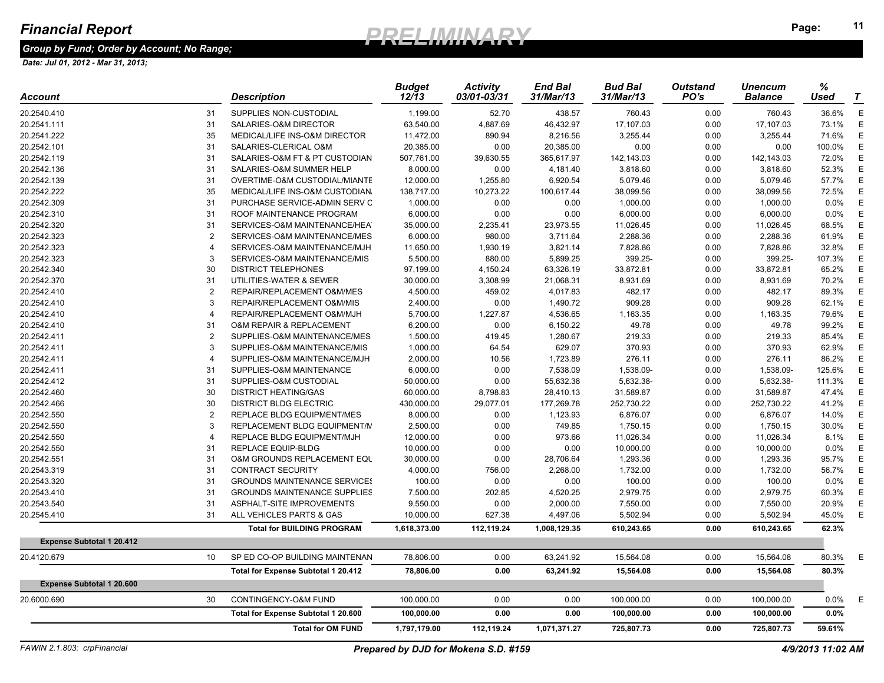# Financial Report

**PRELIMINARY**

*Group by Fund; Order by Account; No Range;*

*Date: Jul 01, 2012 - Mar 31, 2013;*

| Account | | Description | Budget 12/13 | Activity 03/01-03/31 | End Bal 31/Mar/13 | Bud Bal 31/Mar/13 | Outstand PO's | Unencum Balance | % Used | T |
|---|---|---|---|---|---|---|---|---|---|---|
| 20.2540.410 | 31 | SUPPLIES NON-CUSTODIAL | 1,199.00 | 52.70 | 438.57 | 760.43 | 0.00 | 760.43 | 36.6% | E |
| 20.2541.111 | 31 | SALARIES-O&M DIRECTOR | 63,540.00 | 4,887.69 | 46,432.97 | 17,107.03 | 0.00 | 17,107.03 | 73.1% | E |
| 20.2541.222 | 35 | MEDICAL/LIFE INS-O&M DIRECTOR | 11,472.00 | 890.94 | 8,216.56 | 3,255.44 | 0.00 | 3,255.44 | 71.6% | E |
| 20.2542.101 | 31 | SALARIES-CLERICAL O&M | 20,385.00 | 0.00 | 20,385.00 | 0.00 | 0.00 | 0.00 | 100.0% | E |
| 20.2542.119 | 31 | SALARIES-O&M FT & PT CUSTODIAN | 507,761.00 | 39,630.55 | 365,617.97 | 142,143.03 | 0.00 | 142,143.03 | 72.0% | E |
| 20.2542.136 | 31 | SALARIES-O&M SUMMER HELP | 8,000.00 | 0.00 | 4,181.40 | 3,818.60 | 0.00 | 3,818.60 | 52.3% | E |
| 20.2542.139 | 31 | OVERTIME-O&M CUSTODIAL/MIANTE | 12,000.00 | 1,255.80 | 6,920.54 | 5,079.46 | 0.00 | 5,079.46 | 57.7% | E |
| 20.2542.222 | 35 | MEDICAL/LIFE INS-O&M CUSTODIAN | 138,717.00 | 10,273.22 | 100,617.44 | 38,099.56 | 0.00 | 38,099.56 | 72.5% | E |
| 20.2542.309 | 31 | PURCHASE SERVICE-ADMIN SERV C | 1,000.00 | 0.00 | 0.00 | 1,000.00 | 0.00 | 1,000.00 | 0.0% | E |
| 20.2542.310 | 31 | ROOF MAINTENANCE PROGRAM | 6,000.00 | 0.00 | 0.00 | 6,000.00 | 0.00 | 6,000.00 | 0.0% | E |
| 20.2542.320 | 31 | SERVICES-O&M MAINTENANCE/HEA | 35,000.00 | 2,235.41 | 23,973.55 | 11,026.45 | 0.00 | 11,026.45 | 68.5% | E |
| 20.2542.323 | 2 | SERVICES-O&M MAINTENANCE/MES | 6,000.00 | 980.00 | 3,711.64 | 2,288.36 | 0.00 | 2,288.36 | 61.9% | E |
| 20.2542.323 | 4 | SERVICES-O&M MAINTENANCE/MJH | 11,650.00 | 1,930.19 | 3,821.14 | 7,828.86 | 0.00 | 7,828.86 | 32.8% | E |
| 20.2542.323 | 3 | SERVICES-O&M MAINTENANCE/MIS | 5,500.00 | 880.00 | 5,899.25 | 399.25- | 0.00 | 399.25- | 107.3% | E |
| 20.2542.340 | 30 | DISTRICT TELEPHONES | 97,199.00 | 4,150.24 | 63,326.19 | 33,872.81 | 0.00 | 33,872.81 | 65.2% | E |
| 20.2542.370 | 31 | UTILITIES-WATER & SEWER | 30,000.00 | 3,308.99 | 21,068.31 | 8,931.69 | 0.00 | 8,931.69 | 70.2% | E |
| 20.2542.410 | 2 | REPAIR/REPLACEMENT O&M/MES | 4,500.00 | 459.02 | 4,017.83 | 482.17 | 0.00 | 482.17 | 89.3% | E |
| 20.2542.410 | 3 | REPAIR/REPLACEMENT O&M/MIS | 2,400.00 | 0.00 | 1,490.72 | 909.28 | 0.00 | 909.28 | 62.1% | E |
| 20.2542.410 | 4 | REPAIR/REPLACEMENT O&M/MJH | 5,700.00 | 1,227.87 | 4,536.65 | 1,163.35 | 0.00 | 1,163.35 | 79.6% | E |
| 20.2542.410 | 31 | O&M REPAIR & REPLACEMENT | 6,200.00 | 0.00 | 6,150.22 | 49.78 | 0.00 | 49.78 | 99.2% | E |
| 20.2542.411 | 2 | SUPPLIES-O&M MAINTENANCE/MES | 1,500.00 | 419.45 | 1,280.67 | 219.33 | 0.00 | 219.33 | 85.4% | E |
| 20.2542.411 | 3 | SUPPLIES-O&M MAINTENANCE/MIS | 1,000.00 | 64.54 | 629.07 | 370.93 | 0.00 | 370.93 | 62.9% | E |
| 20.2542.411 | 4 | SUPPLIES-O&M MAINTENANCE/MJH | 2,000.00 | 10.56 | 1,723.89 | 276.11 | 0.00 | 276.11 | 86.2% | E |
| 20.2542.411 | 31 | SUPPLIES-O&M MAINTENANCE | 6,000.00 | 0.00 | 7,538.09 | 1,538.09- | 0.00 | 1,538.09- | 125.6% | E |
| 20.2542.412 | 31 | SUPPLIES-O&M CUSTODIAL | 50,000.00 | 0.00 | 55,632.38 | 5,632.38- | 0.00 | 5,632.38- | 111.3% | E |
| 20.2542.460 | 30 | DISTRICT HEATING/GAS | 60,000.00 | 8,798.83 | 28,410.13 | 31,589.87 | 0.00 | 31,589.87 | 47.4% | E |
| 20.2542.466 | 30 | DISTRICT BLDG ELECTRIC | 430,000.00 | 29,077.01 | 177,269.78 | 252,730.22 | 0.00 | 252,730.22 | 41.2% | E |
| 20.2542.550 | 2 | REPLACE BLDG EQUIPMENT/MES | 8,000.00 | 0.00 | 1,123.93 | 6,876.07 | 0.00 | 6,876.07 | 14.0% | E |
| 20.2542.550 | 3 | REPLACEMENT BLDG EQUIPMENT/M | 2,500.00 | 0.00 | 749.85 | 1,750.15 | 0.00 | 1,750.15 | 30.0% | E |
| 20.2542.550 | 4 | REPLACE BLDG EQUIPMENT/MJH | 12,000.00 | 0.00 | 973.66 | 11,026.34 | 0.00 | 11,026.34 | 8.1% | E |
| 20.2542.550 | 31 | REPLACE EQUIP-BLDG | 10,000.00 | 0.00 | 0.00 | 10,000.00 | 0.00 | 10,000.00 | 0.0% | E |
| 20.2542.551 | 31 | O&M GROUNDS REPLACEMENT EQU | 30,000.00 | 0.00 | 28,706.64 | 1,293.36 | 0.00 | 1,293.36 | 95.7% | E |
| 20.2543.319 | 31 | CONTRACT SECURITY | 4,000.00 | 756.00 | 2,268.00 | 1,732.00 | 0.00 | 1,732.00 | 56.7% | E |
| 20.2543.320 | 31 | GROUNDS MAINTENANCE SERVICES | 100.00 | 0.00 | 0.00 | 100.00 | 0.00 | 100.00 | 0.0% | E |
| 20.2543.410 | 31 | GROUNDS MAINTENANCE SUPPLIES | 7,500.00 | 202.85 | 4,520.25 | 2,979.75 | 0.00 | 2,979.75 | 60.3% | E |
| 20.2543.540 | 31 | ASPHALT-SITE IMPROVEMENTS | 9,550.00 | 0.00 | 2,000.00 | 7,550.00 | 0.00 | 7,550.00 | 20.9% | E |
| 20.2545.410 | 31 | ALL VEHICLES PARTS & GAS | 10,000.00 | 627.38 | 4,497.06 | 5,502.94 | 0.00 | 5,502.94 | 45.0% | E |
| | | **Total for BUILDING PROGRAM** | **1,618,373.00** | **112,119.24** | **1,008,129.35** | **610,243.65** | **0.00** | **610,243.65** | **62.3%** | |
| **Expense Subtotal 1 20.412** | | | | | | | | | | |
| 20.4120.679 | 10 | SP ED CO-OP BUILDING MAINTENAN | 78,806.00 | 0.00 | 63,241.92 | 15,564.08 | 0.00 | 15,564.08 | 80.3% | E |
| | | **Total for Expense Subtotal 1 20.412** | **78,806.00** | **0.00** | **63,241.92** | **15,564.08** | **0.00** | **15,564.08** | **80.3%** | |
| **Expense Subtotal 1 20.600** | | | | | | | | | | |
| 20.6000.690 | 30 | CONTINGENCY-O&M FUND | 100,000.00 | 0.00 | 0.00 | 100,000.00 | 0.00 | 100,000.00 | 0.0% | E |
| | | **Total for Expense Subtotal 1 20.600** | **100,000.00** | **0.00** | **0.00** | **100,000.00** | **0.00** | **100,000.00** | **0.0%** | |
| | | **Total for OM FUND** | **1,797,179.00** | **112,119.24** | **1,071,371.27** | **725,807.73** | **0.00** | **725,807.73** | **59.61%** | |

FAWIN 2.1.803: crpFinancial — *Prepared by DJD for Mokena S.D. #159* — *4/9/2013 11:02 AM*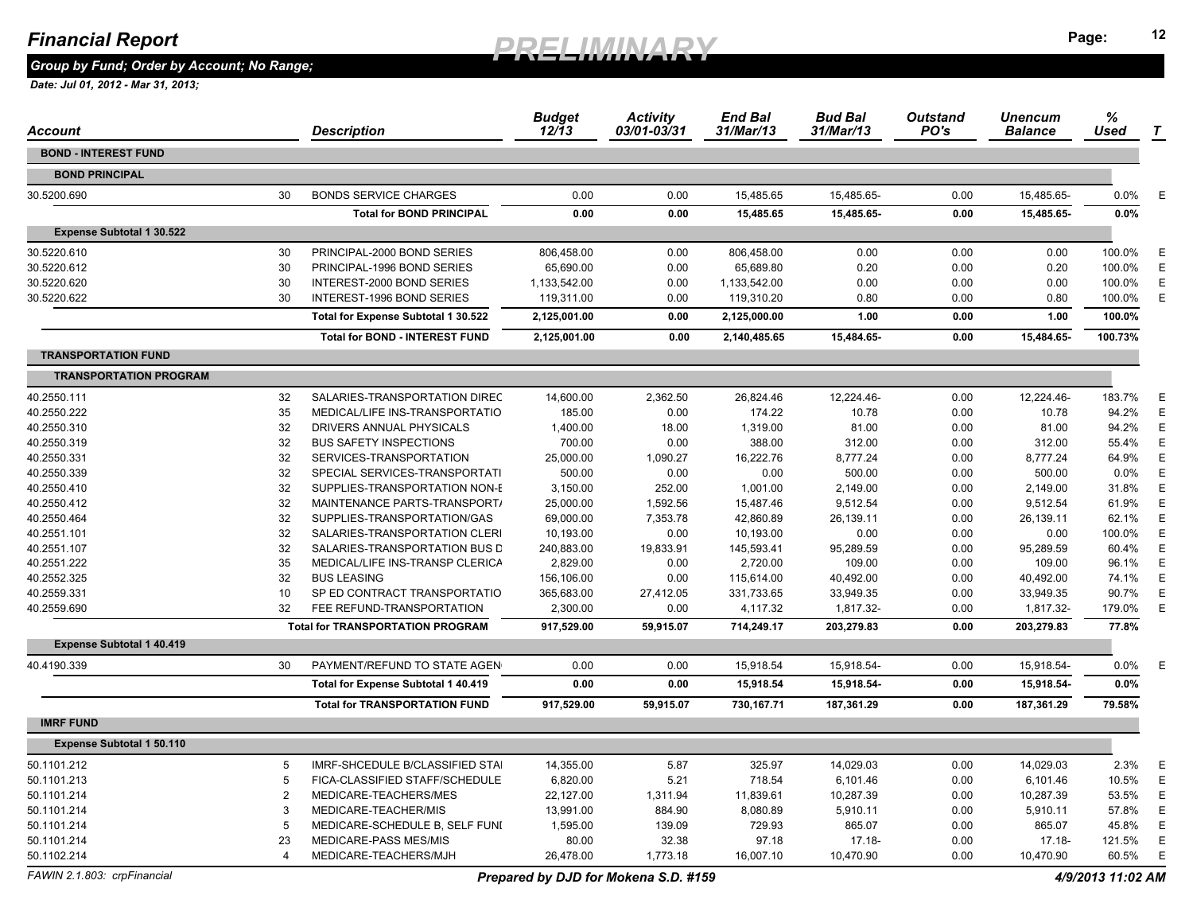# Financial Report

*PRELIMINARY*

***Group by Fund; Order by Account; No Range;***

***Date: Jul 01, 2012 - Mar 31, 2013;***

| Account | | Description | Budget 12/13 | Activity 03/01-03/31 | End Bal 31/Mar/13 | Bud Bal 31/Mar/13 | Outstand PO's | Unencum Balance | % Used | T |
|---|---|---|---|---|---|---|---|---|---|---|
| **BOND - INTEREST FUND** | | | | | | | | | | |
| **BOND PRINCIPAL** | | | | | | | | | | |
| 30.5200.690 | 30 | BONDS SERVICE CHARGES | 0.00 | 0.00 | 15,485.65 | 15,485.65- | 0.00 | 15,485.65- | 0.0% | E |
| | | **Total for BOND PRINCIPAL** | **0.00** | **0.00** | **15,485.65** | **15,485.65-** | **0.00** | **15,485.65-** | **0.0%** | |
| **Expense Subtotal 1 30.522** | | | | | | | | | | |
| 30.5220.610 | 30 | PRINCIPAL-2000 BOND SERIES | 806,458.00 | 0.00 | 806,458.00 | 0.00 | 0.00 | 0.00 | 100.0% | E |
| 30.5220.612 | 30 | PRINCIPAL-1996 BOND SERIES | 65,690.00 | 0.00 | 65,689.80 | 0.20 | 0.00 | 0.20 | 100.0% | E |
| 30.5220.620 | 30 | INTEREST-2000 BOND SERIES | 1,133,542.00 | 0.00 | 1,133,542.00 | 0.00 | 0.00 | 0.00 | 100.0% | E |
| 30.5220.622 | 30 | INTEREST-1996 BOND SERIES | 119,311.00 | 0.00 | 119,310.20 | 0.80 | 0.00 | 0.80 | 100.0% | E |
| | | **Total for Expense Subtotal 1 30.522** | **2,125,001.00** | **0.00** | **2,125,000.00** | **1.00** | **0.00** | **1.00** | **100.0%** | |
| | | **Total for BOND - INTEREST FUND** | **2,125,001.00** | **0.00** | **2,140,485.65** | **15,484.65-** | **0.00** | **15,484.65-** | **100.73%** | |
| **TRANSPORTATION FUND** | | | | | | | | | | |
| **TRANSPORTATION PROGRAM** | | | | | | | | | | |
| 40.2550.111 | 32 | SALARIES-TRANSPORTATION DIREC | 14,600.00 | 2,362.50 | 26,824.46 | 12,224.46- | 0.00 | 12,224.46- | 183.7% | E |
| 40.2550.222 | 35 | MEDICAL/LIFE INS-TRANSPORTATIO | 185.00 | 0.00 | 174.22 | 10.78 | 0.00 | 10.78 | 94.2% | E |
| 40.2550.310 | 32 | DRIVERS ANNUAL PHYSICALS | 1,400.00 | 18.00 | 1,319.00 | 81.00 | 0.00 | 81.00 | 94.2% | E |
| 40.2550.319 | 32 | BUS SAFETY INSPECTIONS | 700.00 | 0.00 | 388.00 | 312.00 | 0.00 | 312.00 | 55.4% | E |
| 40.2550.331 | 32 | SERVICES-TRANSPORTATION | 25,000.00 | 1,090.27 | 16,222.76 | 8,777.24 | 0.00 | 8,777.24 | 64.9% | E |
| 40.2550.339 | 32 | SPECIAL SERVICES-TRANSPORTATI | 500.00 | 0.00 | 0.00 | 500.00 | 0.00 | 500.00 | 0.0% | E |
| 40.2550.410 | 32 | SUPPLIES-TRANSPORTATION NON-E | 3,150.00 | 252.00 | 1,001.00 | 2,149.00 | 0.00 | 2,149.00 | 31.8% | E |
| 40.2550.412 | 32 | MAINTENANCE PARTS-TRANSPORT/ | 25,000.00 | 1,592.56 | 15,487.46 | 9,512.54 | 0.00 | 9,512.54 | 61.9% | E |
| 40.2550.464 | 32 | SUPPLIES-TRANSPORTATION/GAS | 69,000.00 | 7,353.78 | 42,860.89 | 26,139.11 | 0.00 | 26,139.11 | 62.1% | E |
| 40.2551.101 | 32 | SALARIES-TRANSPORTATION CLERI | 10,193.00 | 0.00 | 10,193.00 | 0.00 | 0.00 | 0.00 | 100.0% | E |
| 40.2551.107 | 32 | SALARIES-TRANSPORTATION BUS D | 240,883.00 | 19,833.91 | 145,593.41 | 95,289.59 | 0.00 | 95,289.59 | 60.4% | E |
| 40.2551.222 | 35 | MEDICAL/LIFE INS-TRANSP CLERICA | 2,829.00 | 0.00 | 2,720.00 | 109.00 | 0.00 | 109.00 | 96.1% | E |
| 40.2552.325 | 32 | BUS LEASING | 156,106.00 | 0.00 | 115,614.00 | 40,492.00 | 0.00 | 40,492.00 | 74.1% | E |
| 40.2559.331 | 10 | SP ED CONTRACT TRANSPORTATIO | 365,683.00 | 27,412.05 | 331,733.65 | 33,949.35 | 0.00 | 33,949.35 | 90.7% | E |
| 40.2559.690 | 32 | FEE REFUND-TRANSPORTATION | 2,300.00 | 0.00 | 4,117.32 | 1,817.32- | 0.00 | 1,817.32- | 179.0% | E |
| | | **Total for TRANSPORTATION PROGRAM** | **917,529.00** | **59,915.07** | **714,249.17** | **203,279.83** | **0.00** | **203,279.83** | **77.8%** | |
| **Expense Subtotal 1 40.419** | | | | | | | | | | |
| 40.4190.339 | 30 | PAYMENT/REFUND TO STATE AGEN | 0.00 | 0.00 | 15,918.54 | 15,918.54- | 0.00 | 15,918.54- | 0.0% | E |
| | | **Total for Expense Subtotal 1 40.419** | **0.00** | **0.00** | **15,918.54** | **15,918.54-** | **0.00** | **15,918.54-** | **0.0%** | |
| | | **Total for TRANSPORTATION FUND** | **917,529.00** | **59,915.07** | **730,167.71** | **187,361.29** | **0.00** | **187,361.29** | **79.58%** | |
| **IMRF FUND** | | | | | | | | | | |
| **Expense Subtotal 1 50.110** | | | | | | | | | | |
| 50.1101.212 | 5 | IMRF-SHCEDULE B/CLASSIFIED STAI | 14,355.00 | 5.87 | 325.97 | 14,029.03 | 0.00 | 14,029.03 | 2.3% | E |
| 50.1101.213 | 5 | FICA-CLASSIFIED STAFF/SCHEDULE | 6,820.00 | 5.21 | 718.54 | 6,101.46 | 0.00 | 6,101.46 | 10.5% | E |
| 50.1101.214 | 2 | MEDICARE-TEACHERS/MES | 22,127.00 | 1,311.94 | 11,839.61 | 10,287.39 | 0.00 | 10,287.39 | 53.5% | E |
| 50.1101.214 | 3 | MEDICARE-TEACHER/MIS | 13,991.00 | 884.90 | 8,080.89 | 5,910.11 | 0.00 | 5,910.11 | 57.8% | E |
| 50.1101.214 | 5 | MEDICARE-SCHEDULE B, SELF FUNI | 1,595.00 | 139.09 | 729.93 | 865.07 | 0.00 | 865.07 | 45.8% | E |
| 50.1101.214 | 23 | MEDICARE-PASS MES/MIS | 80.00 | 32.38 | 97.18 | 17.18- | 0.00 | 17.18- | 121.5% | E |
| 50.1102.214 | 4 | MEDICARE-TEACHERS/MJH | 26,478.00 | 1,773.18 | 16,007.10 | 10,470.90 | 0.00 | 10,470.90 | 60.5% | E |

*FAWIN 2.1.803: crpFinancial* — ***Prepared by DJD for Mokena S.D. #159*** — ***4/9/2013 11:02 AM***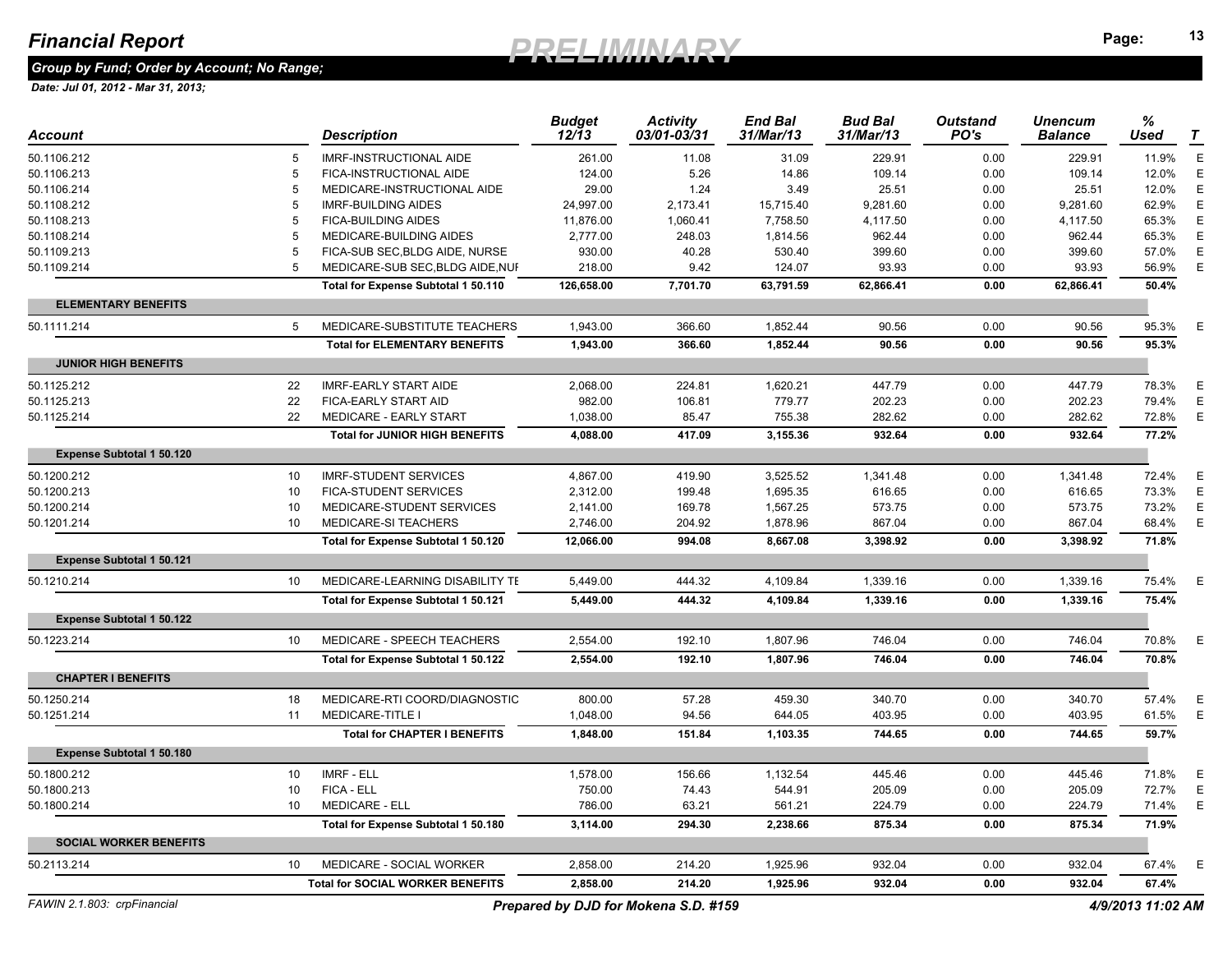# Financial Report

PRELIMINARY

*Group by Fund; Order by Account; No Range;*

*Date: Jul 01, 2012 - Mar 31, 2013;*

| Account | | Description | Budget 12/13 | Activity 03/01-03/31 | End Bal 31/Mar/13 | Bud Bal 31/Mar/13 | Outstand PO's | Unencum Balance | % Used | T |
|---|---|---|---|---|---|---|---|---|---|---|
| 50.1106.212 | 5 | IMRF-INSTRUCTIONAL AIDE | 261.00 | 11.08 | 31.09 | 229.91 | 0.00 | 229.91 | 11.9% | E |
| 50.1106.213 | 5 | FICA-INSTRUCTIONAL AIDE | 124.00 | 5.26 | 14.86 | 109.14 | 0.00 | 109.14 | 12.0% | E |
| 50.1106.214 | 5 | MEDICARE-INSTRUCTIONAL AIDE | 29.00 | 1.24 | 3.49 | 25.51 | 0.00 | 25.51 | 12.0% | E |
| 50.1108.212 | 5 | IMRF-BUILDING AIDES | 24,997.00 | 2,173.41 | 15,715.40 | 9,281.60 | 0.00 | 9,281.60 | 62.9% | E |
| 50.1108.213 | 5 | FICA-BUILDING AIDES | 11,876.00 | 1,060.41 | 7,758.50 | 4,117.50 | 0.00 | 4,117.50 | 65.3% | E |
| 50.1108.214 | 5 | MEDICARE-BUILDING AIDES | 2,777.00 | 248.03 | 1,814.56 | 962.44 | 0.00 | 962.44 | 65.3% | E |
| 50.1109.213 | 5 | FICA-SUB SEC,BLDG AIDE, NURSE | 930.00 | 40.28 | 530.40 | 399.60 | 0.00 | 399.60 | 57.0% | E |
| 50.1109.214 | 5 | MEDICARE-SUB SEC,BLDG AIDE,NUI | 218.00 | 9.42 | 124.07 | 93.93 | 0.00 | 93.93 | 56.9% | E |
| | | **Total for Expense Subtotal 1 50.110** | **126,658.00** | **7,701.70** | **63,791.59** | **62,866.41** | **0.00** | **62,866.41** | **50.4%** | |
| **ELEMENTARY BENEFITS** | | | | | | | | | | |
| 50.1111.214 | 5 | MEDICARE-SUBSTITUTE TEACHERS | 1,943.00 | 366.60 | 1,852.44 | 90.56 | 0.00 | 90.56 | 95.3% | E |
| | | **Total for ELEMENTARY BENEFITS** | **1,943.00** | **366.60** | **1,852.44** | **90.56** | **0.00** | **90.56** | **95.3%** | |
| **JUNIOR HIGH BENEFITS** | | | | | | | | | | |
| 50.1125.212 | 22 | IMRF-EARLY START AIDE | 2,068.00 | 224.81 | 1,620.21 | 447.79 | 0.00 | 447.79 | 78.3% | E |
| 50.1125.213 | 22 | FICA-EARLY START AID | 982.00 | 106.81 | 779.77 | 202.23 | 0.00 | 202.23 | 79.4% | E |
| 50.1125.214 | 22 | MEDICARE - EARLY START | 1,038.00 | 85.47 | 755.38 | 282.62 | 0.00 | 282.62 | 72.8% | E |
| | | **Total for JUNIOR HIGH BENEFITS** | **4,088.00** | **417.09** | **3,155.36** | **932.64** | **0.00** | **932.64** | **77.2%** | |
| **Expense Subtotal 1 50.120** | | | | | | | | | | |
| 50.1200.212 | 10 | IMRF-STUDENT SERVICES | 4,867.00 | 419.90 | 3,525.52 | 1,341.48 | 0.00 | 1,341.48 | 72.4% | E |
| 50.1200.213 | 10 | FICA-STUDENT SERVICES | 2,312.00 | 199.48 | 1,695.35 | 616.65 | 0.00 | 616.65 | 73.3% | E |
| 50.1200.214 | 10 | MEDICARE-STUDENT SERVICES | 2,141.00 | 169.78 | 1,567.25 | 573.75 | 0.00 | 573.75 | 73.2% | E |
| 50.1201.214 | 10 | MEDICARE-SI TEACHERS | 2,746.00 | 204.92 | 1,878.96 | 867.04 | 0.00 | 867.04 | 68.4% | E |
| | | **Total for Expense Subtotal 1 50.120** | **12,066.00** | **994.08** | **8,667.08** | **3,398.92** | **0.00** | **3,398.92** | **71.8%** | |
| **Expense Subtotal 1 50.121** | | | | | | | | | | |
| 50.1210.214 | 10 | MEDICARE-LEARNING DISABILITY TE | 5,449.00 | 444.32 | 4,109.84 | 1,339.16 | 0.00 | 1,339.16 | 75.4% | E |
| | | **Total for Expense Subtotal 1 50.121** | **5,449.00** | **444.32** | **4,109.84** | **1,339.16** | **0.00** | **1,339.16** | **75.4%** | |
| **Expense Subtotal 1 50.122** | | | | | | | | | | |
| 50.1223.214 | 10 | MEDICARE - SPEECH TEACHERS | 2,554.00 | 192.10 | 1,807.96 | 746.04 | 0.00 | 746.04 | 70.8% | E |
| | | **Total for Expense Subtotal 1 50.122** | **2,554.00** | **192.10** | **1,807.96** | **746.04** | **0.00** | **746.04** | **70.8%** | |
| **CHAPTER I BENEFITS** | | | | | | | | | | |
| 50.1250.214 | 18 | MEDICARE-RTI COORD/DIAGNOSTIC | 800.00 | 57.28 | 459.30 | 340.70 | 0.00 | 340.70 | 57.4% | E |
| 50.1251.214 | 11 | MEDICARE-TITLE I | 1,048.00 | 94.56 | 644.05 | 403.95 | 0.00 | 403.95 | 61.5% | E |
| | | **Total for CHAPTER I BENEFITS** | **1,848.00** | **151.84** | **1,103.35** | **744.65** | **0.00** | **744.65** | **59.7%** | |
| **Expense Subtotal 1 50.180** | | | | | | | | | | |
| 50.1800.212 | 10 | IMRF - ELL | 1,578.00 | 156.66 | 1,132.54 | 445.46 | 0.00 | 445.46 | 71.8% | E |
| 50.1800.213 | 10 | FICA - ELL | 750.00 | 74.43 | 544.91 | 205.09 | 0.00 | 205.09 | 72.7% | E |
| 50.1800.214 | 10 | MEDICARE - ELL | 786.00 | 63.21 | 561.21 | 224.79 | 0.00 | 224.79 | 71.4% | E |
| | | **Total for Expense Subtotal 1 50.180** | **3,114.00** | **294.30** | **2,238.66** | **875.34** | **0.00** | **875.34** | **71.9%** | |
| **SOCIAL WORKER BENEFITS** | | | | | | | | | | |
| 50.2113.214 | 10 | MEDICARE - SOCIAL WORKER | 2,858.00 | 214.20 | 1,925.96 | 932.04 | 0.00 | 932.04 | 67.4% | E |
| | | **Total for SOCIAL WORKER BENEFITS** | **2,858.00** | **214.20** | **1,925.96** | **932.04** | **0.00** | **932.04** | **67.4%** | |

FAWIN 2.1.803: crpFinancial — *Prepared by DJD for Mokena S.D. #159* — *4/9/2013 11:02 AM*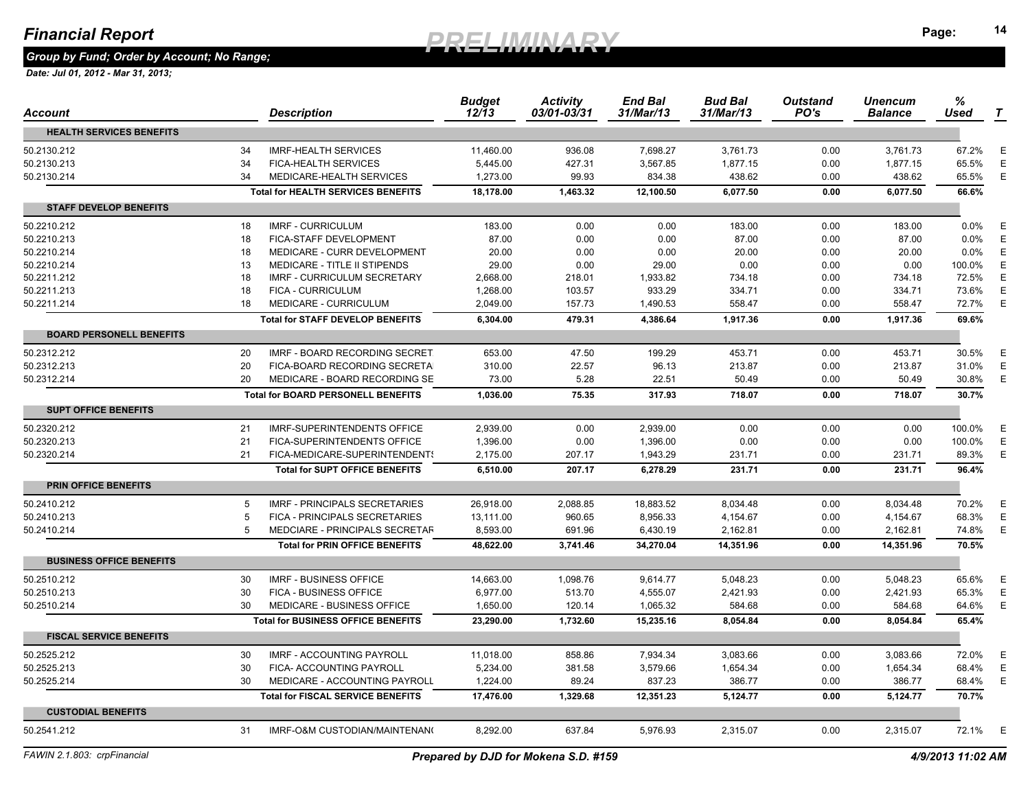# Financial Report

**PRELIMINARY**

## Group by Fund; Order by Account; No Range;

*Date: Jul 01, 2012 - Mar 31, 2013;*

| Account | | Description | Budget 12/13 | Activity 03/01-03/31 | End Bal 31/Mar/13 | Bud Bal 31/Mar/13 | Outstand PO's | Unencum Balance | % Used | T |
|---|---|---|---|---|---|---|---|---|---|---|
| **HEALTH SERVICES BENEFITS** | | | | | | | | | | |
| 50.2130.212 | 34 | IMRF-HEALTH SERVICES | 11,460.00 | 936.08 | 7,698.27 | 3,761.73 | 0.00 | 3,761.73 | 67.2% | E |
| 50.2130.213 | 34 | FICA-HEALTH SERVICES | 5,445.00 | 427.31 | 3,567.85 | 1,877.15 | 0.00 | 1,877.15 | 65.5% | E |
| 50.2130.214 | 34 | MEDICARE-HEALTH SERVICES | 1,273.00 | 99.93 | 834.38 | 438.62 | 0.00 | 438.62 | 65.5% | E |
| | | **Total for HEALTH SERVICES BENEFITS** | **18,178.00** | **1,463.32** | **12,100.50** | **6,077.50** | **0.00** | **6,077.50** | **66.6%** | |
| **STAFF DEVELOP BENEFITS** | | | | | | | | | | |
| 50.2210.212 | 18 | IMRF - CURRICULUM | 183.00 | 0.00 | 0.00 | 183.00 | 0.00 | 183.00 | 0.0% | E |
| 50.2210.213 | 18 | FICA-STAFF DEVELOPMENT | 87.00 | 0.00 | 0.00 | 87.00 | 0.00 | 87.00 | 0.0% | E |
| 50.2210.214 | 18 | MEDICARE - CURR DEVELOPMENT | 20.00 | 0.00 | 0.00 | 20.00 | 0.00 | 20.00 | 0.0% | E |
| 50.2210.214 | 13 | MEDICARE - TITLE II STIPENDS | 29.00 | 0.00 | 29.00 | 0.00 | 0.00 | 0.00 | 100.0% | E |
| 50.2211.212 | 18 | IMRF - CURRICULUM SECRETARY | 2,668.00 | 218.01 | 1,933.82 | 734.18 | 0.00 | 734.18 | 72.5% | E |
| 50.2211.213 | 18 | FICA - CURRICULUM | 1,268.00 | 103.57 | 933.29 | 334.71 | 0.00 | 334.71 | 73.6% | E |
| 50.2211.214 | 18 | MEDICARE - CURRICULUM | 2,049.00 | 157.73 | 1,490.53 | 558.47 | 0.00 | 558.47 | 72.7% | E |
| | | **Total for STAFF DEVELOP BENEFITS** | **6,304.00** | **479.31** | **4,386.64** | **1,917.36** | **0.00** | **1,917.36** | **69.6%** | |
| **BOARD PERSONELL BENEFITS** | | | | | | | | | | |
| 50.2312.212 | 20 | IMRF - BOARD RECORDING SECRET | 653.00 | 47.50 | 199.29 | 453.71 | 0.00 | 453.71 | 30.5% | E |
| 50.2312.213 | 20 | FICA-BOARD RECORDING SECRETA | 310.00 | 22.57 | 96.13 | 213.87 | 0.00 | 213.87 | 31.0% | E |
| 50.2312.214 | 20 | MEDICARE - BOARD RECORDING SE | 73.00 | 5.28 | 22.51 | 50.49 | 0.00 | 50.49 | 30.8% | E |
| | | **Total for BOARD PERSONELL BENEFITS** | **1,036.00** | **75.35** | **317.93** | **718.07** | **0.00** | **718.07** | **30.7%** | |
| **SUPT OFFICE BENEFITS** | | | | | | | | | | |
| 50.2320.212 | 21 | IMRF-SUPERINTENDENTS OFFICE | 2,939.00 | 0.00 | 2,939.00 | 0.00 | 0.00 | 0.00 | 100.0% | E |
| 50.2320.213 | 21 | FICA-SUPERINTENDENTS OFFICE | 1,396.00 | 0.00 | 1,396.00 | 0.00 | 0.00 | 0.00 | 100.0% | E |
| 50.2320.214 | 21 | FICA-MEDICARE-SUPERINTENDENTS | 2,175.00 | 207.17 | 1,943.29 | 231.71 | 0.00 | 231.71 | 89.3% | E |
| | | **Total for SUPT OFFICE BENEFITS** | **6,510.00** | **207.17** | **6,278.29** | **231.71** | **0.00** | **231.71** | **96.4%** | |
| **PRIN OFFICE BENEFITS** | | | | | | | | | | |
| 50.2410.212 | 5 | IMRF - PRINCIPALS SECRETARIES | 26,918.00 | 2,088.85 | 18,883.52 | 8,034.48 | 0.00 | 8,034.48 | 70.2% | E |
| 50.2410.213 | 5 | FICA - PRINCIPALS SECRETARIES | 13,111.00 | 960.65 | 8,956.33 | 4,154.67 | 0.00 | 4,154.67 | 68.3% | E |
| 50.2410.214 | 5 | MEDCIARE - PRINCIPALS SECRETAR | 8,593.00 | 691.96 | 6,430.19 | 2,162.81 | 0.00 | 2,162.81 | 74.8% | E |
| | | **Total for PRIN OFFICE BENEFITS** | **48,622.00** | **3,741.46** | **34,270.04** | **14,351.96** | **0.00** | **14,351.96** | **70.5%** | |
| **BUSINESS OFFICE BENEFITS** | | | | | | | | | | |
| 50.2510.212 | 30 | IMRF - BUSINESS OFFICE | 14,663.00 | 1,098.76 | 9,614.77 | 5,048.23 | 0.00 | 5,048.23 | 65.6% | E |
| 50.2510.213 | 30 | FICA - BUSINESS OFFICE | 6,977.00 | 513.70 | 4,555.07 | 2,421.93 | 0.00 | 2,421.93 | 65.3% | E |
| 50.2510.214 | 30 | MEDICARE - BUSINESS OFFICE | 1,650.00 | 120.14 | 1,065.32 | 584.68 | 0.00 | 584.68 | 64.6% | E |
| | | **Total for BUSINESS OFFICE BENEFITS** | **23,290.00** | **1,732.60** | **15,235.16** | **8,054.84** | **0.00** | **8,054.84** | **65.4%** | |
| **FISCAL SERVICE BENEFITS** | | | | | | | | | | |
| 50.2525.212 | 30 | IMRF - ACCOUNTING PAYROLL | 11,018.00 | 858.86 | 7,934.34 | 3,083.66 | 0.00 | 3,083.66 | 72.0% | E |
| 50.2525.213 | 30 | FICA- ACCOUNTING PAYROLL | 5,234.00 | 381.58 | 3,579.66 | 1,654.34 | 0.00 | 1,654.34 | 68.4% | E |
| 50.2525.214 | 30 | MEDICARE - ACCOUNTING PAYROLL | 1,224.00 | 89.24 | 837.23 | 386.77 | 0.00 | 386.77 | 68.4% | E |
| | | **Total for FISCAL SERVICE BENEFITS** | **17,476.00** | **1,329.68** | **12,351.23** | **5,124.77** | **0.00** | **5,124.77** | **70.7%** | |
| **CUSTODIAL BENEFITS** | | | | | | | | | | |
| 50.2541.212 | 31 | IMRF-O&M CUSTODIAN/MAINTENAN( | 8,292.00 | 637.84 | 5,976.93 | 2,315.07 | 0.00 | 2,315.07 | 72.1% | E |

FAWIN 2.1.803: crpFinancial — *Prepared by DJD for Mokena S.D. #159* — 4/9/2013 11:02 AM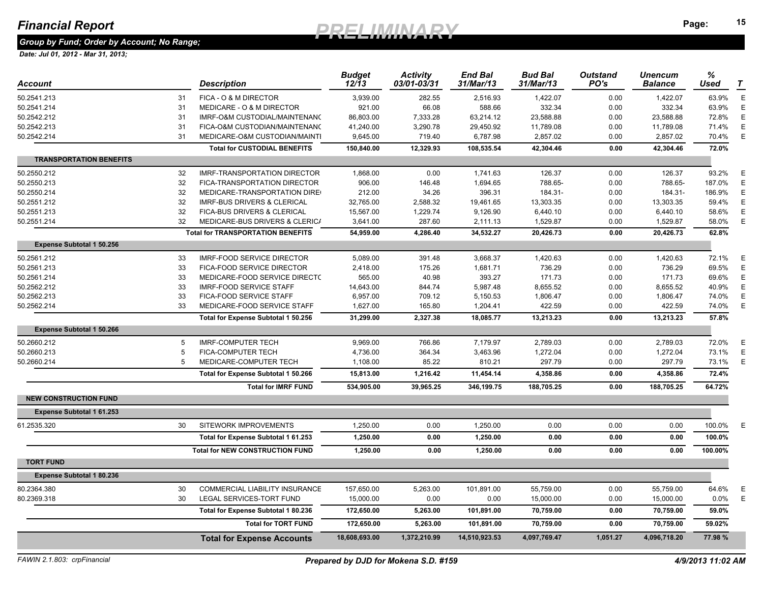# Financial Report

**PRELIMINARY**

*Group by Fund; Order by Account; No Range;*

*Date: Jul 01, 2012 - Mar 31, 2013;*

| Account | | Description | Budget 12/13 | Activity 03/01-03/31 | End Bal 31/Mar/13 | Bud Bal 31/Mar/13 | Outstand PO's | Unencum Balance | % Used | T |
|---|---|---|---|---|---|---|---|---|---|---|
| 50.2541.213 | 31 | FICA - O & M DIRECTOR | 3,939.00 | 282.55 | 2,516.93 | 1,422.07 | 0.00 | 1,422.07 | 63.9% | E |
| 50.2541.214 | 31 | MEDICARE - O & M DIRECTOR | 921.00 | 66.08 | 588.66 | 332.34 | 0.00 | 332.34 | 63.9% | E |
| 50.2542.212 | 31 | IMRF-O&M CUSTODIAL/MAINTENANC | 86,803.00 | 7,333.28 | 63,214.12 | 23,588.88 | 0.00 | 23,588.88 | 72.8% | E |
| 50.2542.213 | 31 | FICA-O&M CUSTODIAN/MAINTENANC | 41,240.00 | 3,290.78 | 29,450.92 | 11,789.08 | 0.00 | 11,789.08 | 71.4% | E |
| 50.2542.214 | 31 | MEDICARE-O&M CUSTODIAN/MAINTI | 9,645.00 | 719.40 | 6,787.98 | 2,857.02 | 0.00 | 2,857.02 | 70.4% | E |
| | | **Total for CUSTODIAL BENEFITS** | **150,840.00** | **12,329.93** | **108,535.54** | **42,304.46** | **0.00** | **42,304.46** | **72.0%** | |
| **TRANSPORTATION BENEFITS** | | | | | | | | | | |
| 50.2550.212 | 32 | IMRF-TRANSPORTATION DIRECTOR | 1,868.00 | 0.00 | 1,741.63 | 126.37 | 0.00 | 126.37 | 93.2% | E |
| 50.2550.213 | 32 | FICA-TRANSPORTATION DIRECTOR | 906.00 | 146.48 | 1,694.65 | 788.65- | 0.00 | 788.65- | 187.0% | E |
| 50.2550.214 | 32 | MEDICARE-TRANSPORTATION DIRE | 212.00 | 34.26 | 396.31 | 184.31- | 0.00 | 184.31- | 186.9% | E |
| 50.2551.212 | 32 | IMRF-BUS DRIVERS & CLERICAL | 32,765.00 | 2,588.32 | 19,461.65 | 13,303.35 | 0.00 | 13,303.35 | 59.4% | E |
| 50.2551.213 | 32 | FICA-BUS DRIVERS & CLERICAL | 15,567.00 | 1,229.74 | 9,126.90 | 6,440.10 | 0.00 | 6,440.10 | 58.6% | E |
| 50.2551.214 | 32 | MEDICARE-BUS DRIVERS & CLERICA | 3,641.00 | 287.60 | 2,111.13 | 1,529.87 | 0.00 | 1,529.87 | 58.0% | E |
| | | **Total for TRANSPORTATION BENEFITS** | **54,959.00** | **4,286.40** | **34,532.27** | **20,426.73** | **0.00** | **20,426.73** | **62.8%** | |
| **Expense Subtotal 1 50.256** | | | | | | | | | | |
| 50.2561.212 | 33 | IMRF-FOOD SERVICE DIRECTOR | 5,089.00 | 391.48 | 3,668.37 | 1,420.63 | 0.00 | 1,420.63 | 72.1% | E |
| 50.2561.213 | 33 | FICA-FOOD SERVICE DIRECTOR | 2,418.00 | 175.26 | 1,681.71 | 736.29 | 0.00 | 736.29 | 69.5% | E |
| 50.2561.214 | 33 | MEDICARE-FOOD SERVICE DIRECTC | 565.00 | 40.98 | 393.27 | 171.73 | 0.00 | 171.73 | 69.6% | E |
| 50.2562.212 | 33 | IMRF-FOOD SERVICE STAFF | 14,643.00 | 844.74 | 5,987.48 | 8,655.52 | 0.00 | 8,655.52 | 40.9% | E |
| 50.2562.213 | 33 | FICA-FOOD SERVICE STAFF | 6,957.00 | 709.12 | 5,150.53 | 1,806.47 | 0.00 | 1,806.47 | 74.0% | E |
| 50.2562.214 | 33 | MEDICARE-FOOD SERVICE STAFF | 1,627.00 | 165.80 | 1,204.41 | 422.59 | 0.00 | 422.59 | 74.0% | E |
| | | **Total for Expense Subtotal 1 50.256** | **31,299.00** | **2,327.38** | **18,085.77** | **13,213.23** | **0.00** | **13,213.23** | **57.8%** | |
| **Expense Subtotal 1 50.266** | | | | | | | | | | |
| 50.2660.212 | 5 | IMRF-COMPUTER TECH | 9,969.00 | 766.86 | 7,179.97 | 2,789.03 | 0.00 | 2,789.03 | 72.0% | E |
| 50.2660.213 | 5 | FICA-COMPUTER TECH | 4,736.00 | 364.34 | 3,463.96 | 1,272.04 | 0.00 | 1,272.04 | 73.1% | E |
| 50.2660.214 | 5 | MEDICARE-COMPUTER TECH | 1,108.00 | 85.22 | 810.21 | 297.79 | 0.00 | 297.79 | 73.1% | E |
| | | **Total for Expense Subtotal 1 50.266** | **15,813.00** | **1,216.42** | **11,454.14** | **4,358.86** | **0.00** | **4,358.86** | **72.4%** | |
| | | **Total for IMRF FUND** | **534,905.00** | **39,965.25** | **346,199.75** | **188,705.25** | **0.00** | **188,705.25** | **64.72%** | |
| **NEW CONSTRUCTION FUND** | | | | | | | | | | |
| **Expense Subtotal 1 61.253** | | | | | | | | | | |
| 61.2535.320 | 30 | SITEWORK IMPROVEMENTS | 1,250.00 | 0.00 | 1,250.00 | 0.00 | 0.00 | 0.00 | 100.0% | E |
| | | **Total for Expense Subtotal 1 61.253** | **1,250.00** | **0.00** | **1,250.00** | **0.00** | **0.00** | **0.00** | **100.0%** | |
| | | **Total for NEW CONSTRUCTION FUND** | **1,250.00** | **0.00** | **1,250.00** | **0.00** | **0.00** | **0.00** | **100.00%** | |
| **TORT FUND** | | | | | | | | | | |
| **Expense Subtotal 1 80.236** | | | | | | | | | | |
| 80.2364.380 | 30 | COMMERCIAL LIABILITY INSURANCE | 157,650.00 | 5,263.00 | 101,891.00 | 55,759.00 | 0.00 | 55,759.00 | 64.6% | E |
| 80.2369.318 | 30 | LEGAL SERVICES-TORT FUND | 15,000.00 | 0.00 | 0.00 | 15,000.00 | 0.00 | 15,000.00 | 0.0% | E |
| | | **Total for Expense Subtotal 1 80.236** | **172,650.00** | **5,263.00** | **101,891.00** | **70,759.00** | **0.00** | **70,759.00** | **59.0%** | |
| | | **Total for TORT FUND** | **172,650.00** | **5,263.00** | **101,891.00** | **70,759.00** | **0.00** | **70,759.00** | **59.02%** | |
| | | **Total for Expense Accounts** | **18,608,693.00** | **1,372,210.99** | **14,510,923.53** | **4,097,769.47** | **1,051.27** | **4,096,718.20** | **77.98 %** | |

FAWIN 2.1.803: crpFinancial

*Prepared by DJD for Mokena S.D. #159*

*4/9/2013 11:02 AM*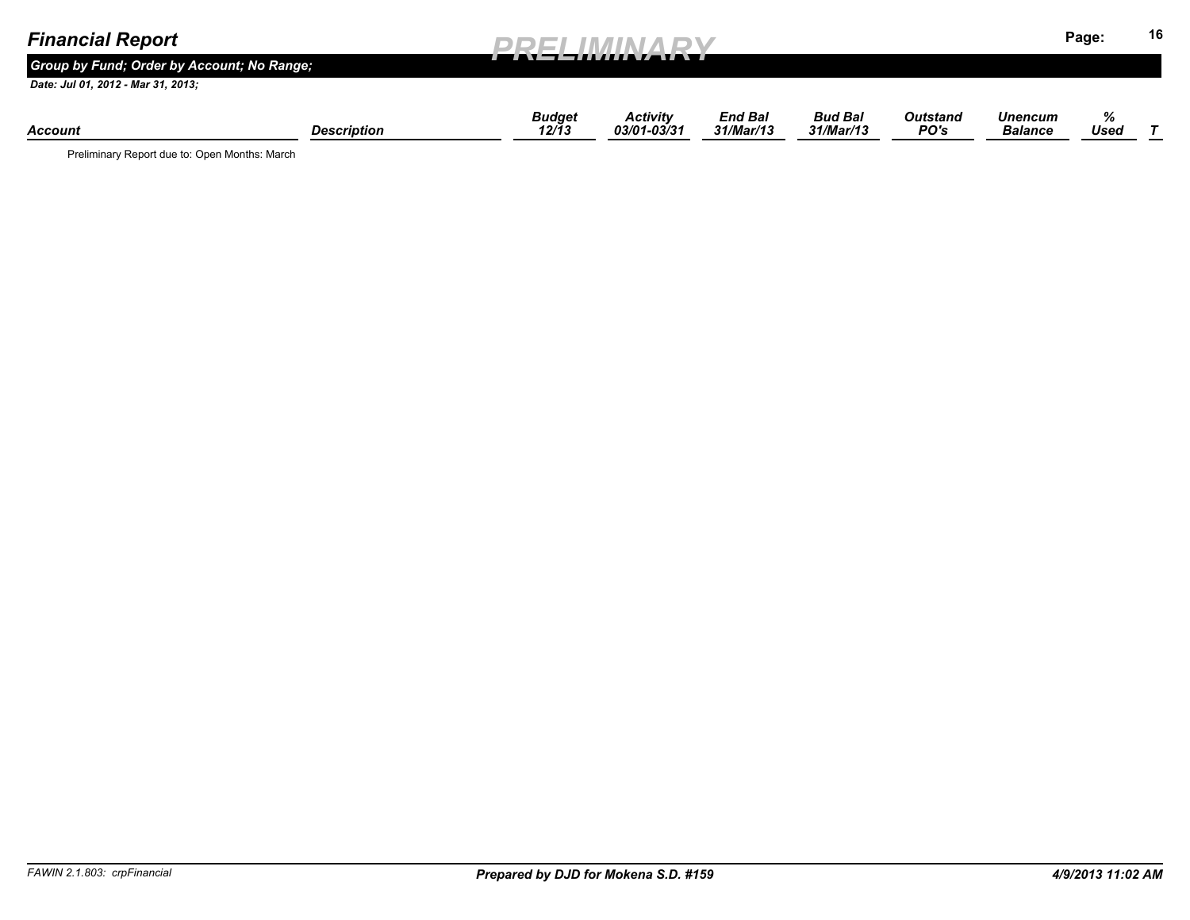# Financial Report

**PRELIMINARY**

**Group by Fund; Order by Account; No Range;**

*Date: Jul 01, 2012 - Mar 31, 2013;*

| Account | Description | Budget 12/13 | Activity 03/01-03/31 | End Bal 31/Mar/13 | Bud Bal 31/Mar/13 | Outstand PO's | Unencum Balance | % Used | T |
|---|---|---|---|---|---|---|---|---|---|

Preliminary Report due to: Open Months: March

FAWIN 2.1.803: crpFinancial — *Prepared by DJD for Mokena S.D. #159* — 4/9/2013 11:02 AM